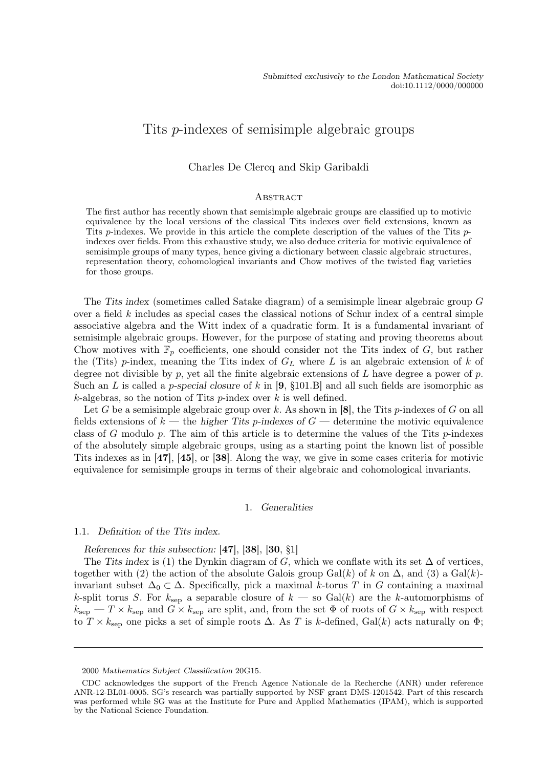Submitted exclusively to the London Mathematical Society
doi:10.1112/0000/000000

# Tits $p$-indexes of semisimple algebraic groups

Charles De Clercq and Skip Garibaldi

## Abstract

The first author has recently shown that semisimple algebraic groups are classified up to motivic equivalence by the local versions of the classical Tits indexes over field extensions, known as Tits $p$-indexes. We provide in this article the complete description of the values of the Tits $p$-indexes over fields. From this exhaustive study, we also deduce criteria for motivic equivalence of semisimple groups of many types, hence giving a dictionary between classic algebraic structures, representation theory, cohomological invariants and Chow motives of the twisted flag varieties for those groups.

The *Tits index* (sometimes called Satake diagram) of a semisimple linear algebraic group $G$ over a field $k$ includes as special cases the classical notions of Schur index of a central simple associative algebra and the Witt index of a quadratic form. It is a fundamental invariant of semisimple algebraic groups. However, for the purpose of stating and proving theorems about Chow motives with $\mathbb{F}_p$ coefficients, one should consider not the Tits index of $G$, but rather the (Tits) $p$-index, meaning the Tits index of $G_L$ where $L$ is an algebraic extension of $k$ of degree not divisible by $p$, yet all the finite algebraic extensions of $L$ have degree a power of $p$. Such an $L$ is called a *p-special closure* of $k$ in [**9**, §101.B] and all such fields are isomorphic as $k$-algebras, so the notion of Tits $p$-index over $k$ is well defined.

Let $G$ be a semisimple algebraic group over $k$. As shown in [**8**], the Tits $p$-indexes of $G$ on all fields extensions of $k$ — the *higher Tits p-indexes of G* — determine the motivic equivalence class of $G$ modulo $p$. The aim of this article is to determine the values of the Tits $p$-indexes of the absolutely simple algebraic groups, using as a starting point the known list of possible Tits indexes as in [**47**], [**45**], or [**38**]. Along the way, we give in some cases criteria for motivic equivalence for semisimple groups in terms of their algebraic and cohomological invariants.

## 1. *Generalities*

### 1.1. *Definition of the Tits index.*

*References for this subsection:* [**47**], [**38**], [**30**, §1]

The *Tits index* is (1) the Dynkin diagram of $G$, which we conflate with its set $\Delta$ of vertices, together with (2) the action of the absolute Galois group $\mathrm{Gal}(k)$ of $k$ on $\Delta$, and (3) a $\mathrm{Gal}(k)$-invariant subset $\Delta_0 \subset \Delta$. Specifically, pick a maximal $k$-torus $T$ in $G$ containing a maximal $k$-split torus $S$. For $k_{\mathrm{sep}}$ a separable closure of $k$ — so $\mathrm{Gal}(k)$ are the $k$-automorphisms of $k_{\mathrm{sep}}$ — $T \times k_{\mathrm{sep}}$ and $G \times k_{\mathrm{sep}}$ are split, and, from the set $\Phi$ of roots of $G \times k_{\mathrm{sep}}$ with respect to $T \times k_{\mathrm{sep}}$ one picks a set of simple roots $\Delta$. As $T$ is $k$-defined, $\mathrm{Gal}(k)$ acts naturally on $\Phi$;

---

2000 *Mathematics Subject Classification* 20G15.

CDC acknowledges the support of the French Agence Nationale de la Recherche (ANR) under reference ANR-12-BL01-0005. SG's research was partially supported by NSF grant DMS-1201542. Part of this research was performed while SG was at the Institute for Pure and Applied Mathematics (IPAM), which is supported by the National Science Foundation.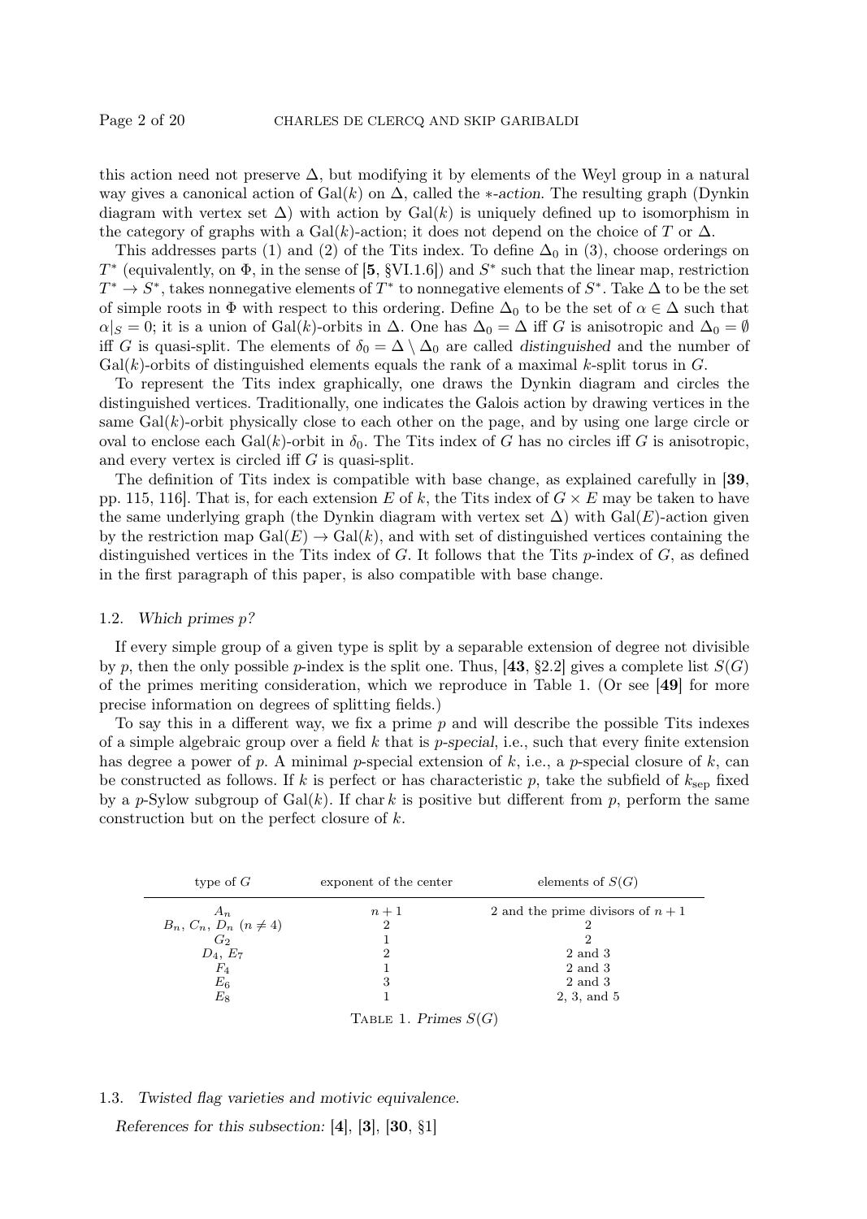this action need not preserve $\Delta$, but modifying it by elements of the Weyl group in a natural way gives a canonical action of $\mathrm{Gal}(k)$ on $\Delta$, called the *$*$-action*. The resulting graph (Dynkin diagram with vertex set $\Delta$) with action by $\mathrm{Gal}(k)$ is uniquely defined up to isomorphism in the category of graphs with a $\mathrm{Gal}(k)$-action; it does not depend on the choice of $T$ or $\Delta$.

This addresses parts (1) and (2) of the Tits index. To define $\Delta_0$ in (3), choose orderings on $T^*$ (equivalently, on $\Phi$, in the sense of [**5**, §VI.1.6]) and $S^*$ such that the linear map, restriction $T^* \to S^*$, takes nonnegative elements of $T^*$ to nonnegative elements of $S^*$. Take $\Delta$ to be the set of simple roots in $\Phi$ with respect to this ordering. Define $\Delta_0$ to be the set of $\alpha \in \Delta$ such that $\alpha|_S = 0$; it is a union of $\mathrm{Gal}(k)$-orbits in $\Delta$. One has $\Delta_0 = \Delta$ iff $G$ is anisotropic and $\Delta_0 = \emptyset$ iff $G$ is quasi-split. The elements of $\delta_0 = \Delta \setminus \Delta_0$ are called *distinguished* and the number of $\mathrm{Gal}(k)$-orbits of distinguished elements equals the rank of a maximal $k$-split torus in $G$.

To represent the Tits index graphically, one draws the Dynkin diagram and circles the distinguished vertices. Traditionally, one indicates the Galois action by drawing vertices in the same $\mathrm{Gal}(k)$-orbit physically close to each other on the page, and by using one large circle or oval to enclose each $\mathrm{Gal}(k)$-orbit in $\delta_0$. The Tits index of $G$ has no circles iff $G$ is anisotropic, and every vertex is circled iff $G$ is quasi-split.

The definition of Tits index is compatible with base change, as explained carefully in [**39**, pp. 115, 116]. That is, for each extension $E$ of $k$, the Tits index of $G \times E$ may be taken to have the same underlying graph (the Dynkin diagram with vertex set $\Delta$) with $\mathrm{Gal}(E)$-action given by the restriction map $\mathrm{Gal}(E) \to \mathrm{Gal}(k)$, and with set of distinguished vertices containing the distinguished vertices in the Tits index of $G$. It follows that the Tits $p$-index of $G$, as defined in the first paragraph of this paper, is also compatible with base change.

### 1.2. *Which primes $p$?*

If every simple group of a given type is split by a separable extension of degree not divisible by $p$, then the only possible $p$-index is the split one. Thus, [**43**, §2.2] gives a complete list $S(G)$ of the primes meriting consideration, which we reproduce in Table 1. (Or see [**49**] for more precise information on degrees of splitting fields.)

To say this in a different way, we fix a prime $p$ and will describe the possible Tits indexes of a simple algebraic group over a field $k$ that is *$p$-special*, i.e., such that every finite extension has degree a power of $p$. A minimal $p$-special extension of $k$, i.e., a $p$-special closure of $k$, can be constructed as follows. If $k$ is perfect or has characteristic $p$, take the subfield of $k_{\mathrm{sep}}$ fixed by a $p$-Sylow subgroup of $\mathrm{Gal}(k)$. If $\mathrm{char}\, k$ is positive but different from $p$, perform the same construction but on the perfect closure of $k$.

| type of $G$ | exponent of the center | elements of $S(G)$ |
|---|---|---|
| $A_n$ | $n+1$ | 2 and the prime divisors of $n+1$ |
| $B_n$, $C_n$, $D_n$ ($n \neq 4$) | 2 | 2 |
| $G_2$ | 1 | 2 |
| $D_4$, $E_7$ | 2 | 2 and 3 |
| $F_4$ | 1 | 2 and 3 |
| $E_6$ | 3 | 2 and 3 |
| $E_8$ | 1 | 2, 3, and 5 |

TABLE 1. *Primes $S(G)$*

### 1.3. *Twisted flag varieties and motivic equivalence.*

*References for this subsection:* [**4**], [**3**], [**30**, §1]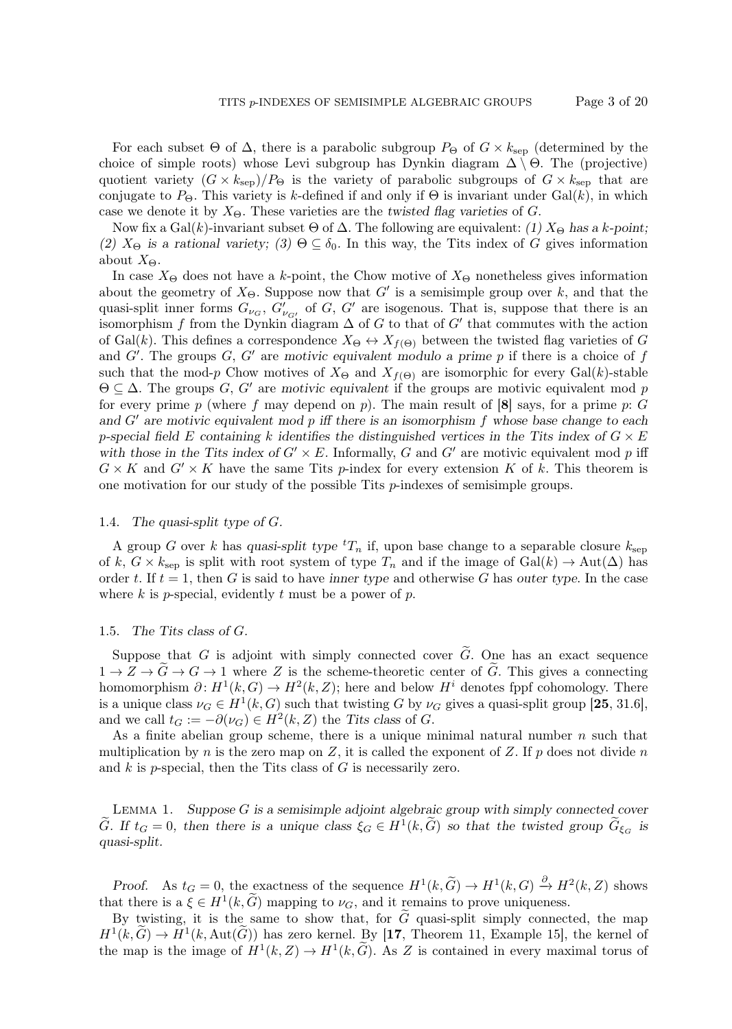For each subset $\Theta$ of $\Delta$, there is a parabolic subgroup $P_\Theta$ of $G \times k_{\mathrm{sep}}$ (determined by the choice of simple roots) whose Levi subgroup has Dynkin diagram $\Delta \setminus \Theta$. The (projective) quotient variety $(G \times k_{\mathrm{sep}})/P_\Theta$ is the variety of parabolic subgroups of $G \times k_{\mathrm{sep}}$ that are conjugate to $P_\Theta$. This variety is $k$-defined if and only if $\Theta$ is invariant under $\mathrm{Gal}(k)$, in which case we denote it by $X_\Theta$. These varieties are the *twisted flag varieties* of $G$.

Now fix a $\mathrm{Gal}(k)$-invariant subset $\Theta$ of $\Delta$. The following are equivalent: *(1) $X_\Theta$ has a $k$-point; (2) $X_\Theta$ is a rational variety; (3) $\Theta \subseteq \delta_0$.* In this way, the Tits index of $G$ gives information about $X_\Theta$.

In case $X_\Theta$ does not have a $k$-point, the Chow motive of $X_\Theta$ nonetheless gives information about the geometry of $X_\Theta$. Suppose now that $G'$ is a semisimple group over $k$, and that the quasi-split inner forms $G_{\nu_G}$, $G'_{\nu_{G'}}$ of $G$, $G'$ are isogenous. That is, suppose that there is an isomorphism $f$ from the Dynkin diagram $\Delta$ of $G$ to that of $G'$ that commutes with the action of $\mathrm{Gal}(k)$. This defines a correspondence $X_\Theta \leftrightarrow X_{f(\Theta)}$ between the twisted flag varieties of $G$ and $G'$. The groups $G$, $G'$ are *motivic equivalent modulo a prime* $p$ if there is a choice of $f$ such that the mod-$p$ Chow motives of $X_\Theta$ and $X_{f(\Theta)}$ are isomorphic for every $\mathrm{Gal}(k)$-stable $\Theta \subseteq \Delta$. The groups $G$, $G'$ are *motivic equivalent* if the groups are motivic equivalent mod $p$ for every prime $p$ (where $f$ may depend on $p$). The main result of [**8**] says, for a prime $p$: *$G$ and $G'$ are motivic equivalent mod $p$ iff there is an isomorphism $f$ whose base change to each $p$-special field $E$ containing $k$ identifies the distinguished vertices in the Tits index of $G \times E$ with those in the Tits index of $G' \times E$.* Informally, $G$ and $G'$ are motivic equivalent mod $p$ iff $G \times K$ and $G' \times K$ have the same Tits $p$-index for every extension $K$ of $k$. This theorem is one motivation for our study of the possible Tits $p$-indexes of semisimple groups.

### 1.4. *The quasi-split type of $G$.*

A group $G$ over $k$ has *quasi-split type* ${}^tT_n$ if, upon base change to a separable closure $k_{\mathrm{sep}}$ of $k$, $G \times k_{\mathrm{sep}}$ is split with root system of type $T_n$ and if the image of $\mathrm{Gal}(k) \to \mathrm{Aut}(\Delta)$ has order $t$. If $t = 1$, then $G$ is said to have *inner type* and otherwise $G$ has *outer type*. In the case where $k$ is $p$-special, evidently $t$ must be a power of $p$.

### 1.5. *The Tits class of $G$.*

Suppose that $G$ is adjoint with simply connected cover $\widetilde{G}$. One has an exact sequence $1 \to Z \to \widetilde{G} \to G \to 1$ where $Z$ is the scheme-theoretic center of $\widetilde{G}$. This gives a connecting homomorphism $\partial \colon H^1(k, G) \to H^2(k, Z)$; here and below $H^i$ denotes fppf cohomology. There is a unique class $\nu_G \in H^1(k, G)$ such that twisting $G$ by $\nu_G$ gives a quasi-split group [**25**, 31.6], and we call $t_G := -\partial(\nu_G) \in H^2(k, Z)$ the *Tits class* of $G$.

As a finite abelian group scheme, there is a unique minimal natural number $n$ such that multiplication by $n$ is the zero map on $Z$, it is called the exponent of $Z$. If $p$ does not divide $n$ and $k$ is $p$-special, then the Tits class of $G$ is necessarily zero.

Lemma 1. *Suppose $G$ is a semisimple adjoint algebraic group with simply connected cover $\widetilde{G}$. If $t_G = 0$, then there is a unique class $\xi_G \in H^1(k, \widetilde{G})$ so that the twisted group $\widetilde{G}_{\xi_G}$ is quasi-split.*

*Proof.* As $t_G = 0$, the exactness of the sequence $H^1(k, \widetilde{G}) \to H^1(k, G) \xrightarrow{\partial} H^2(k, Z)$ shows that there is a $\xi \in H^1(k, \widetilde{G})$ mapping to $\nu_G$, and it remains to prove uniqueness.

By twisting, it is the same to show that, for $\widetilde{G}$ quasi-split simply connected, the map $H^1(k, \widetilde{G}) \to H^1(k, \mathrm{Aut}(\widetilde{G}))$ has zero kernel. By [**17**, Theorem 11, Example 15], the kernel of the map is the image of $H^1(k, Z) \to H^1(k, \widetilde{G})$. As $Z$ is contained in every maximal torus of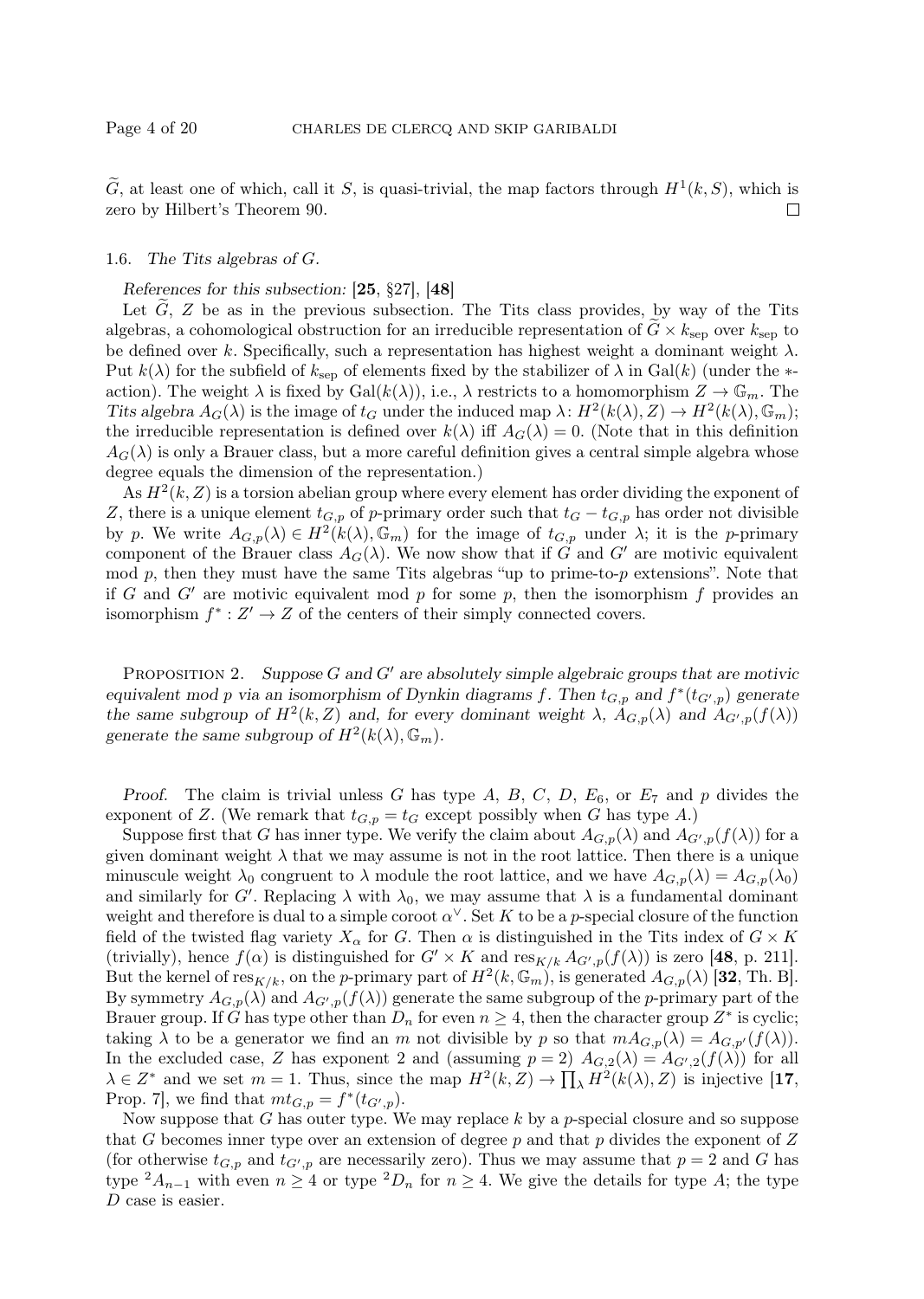$\widetilde{G}$, at least one of which, call it $S$, is quasi-trivial, the map factors through $H^1(k, S)$, which is zero by Hilbert's Theorem 90. ∎

### 1.6. *The Tits algebras of G.*

*References for this subsection:* [**25**, §27], [**48**]

Let $\widetilde{G}$, $Z$ be as in the previous subsection. The Tits class provides, by way of the Tits algebras, a cohomological obstruction for an irreducible representation of $\widetilde{G} \times k_{\mathrm{sep}}$ over $k_{\mathrm{sep}}$ to be defined over $k$. Specifically, such a representation has highest weight a dominant weight $\lambda$. Put $k(\lambda)$ for the subfield of $k_{\mathrm{sep}}$ of elements fixed by the stabilizer of $\lambda$ in $\mathrm{Gal}(k)$ (under the $*$-action). The weight $\lambda$ is fixed by $\mathrm{Gal}(k(\lambda))$, i.e., $\lambda$ restricts to a homomorphism $Z \to \mathbb{G}_m$. The *Tits algebra* $A_G(\lambda)$ is the image of $t_G$ under the induced map $\lambda \colon H^2(k(\lambda), Z) \to H^2(k(\lambda), \mathbb{G}_m)$; the irreducible representation is defined over $k(\lambda)$ iff $A_G(\lambda) = 0$. (Note that in this definition $A_G(\lambda)$ is only a Brauer class, but a more careful definition gives a central simple algebra whose degree equals the dimension of the representation.)

As $H^2(k, Z)$ is a torsion abelian group where every element has order dividing the exponent of $Z$, there is a unique element $t_{G,p}$ of $p$-primary order such that $t_G - t_{G,p}$ has order not divisible by $p$. We write $A_{G,p}(\lambda) \in H^2(k(\lambda), \mathbb{G}_m)$ for the image of $t_{G,p}$ under $\lambda$; it is the $p$-primary component of the Brauer class $A_G(\lambda)$. We now show that if $G$ and $G'$ are motivic equivalent mod $p$, then they must have the same Tits algebras "up to prime-to-$p$ extensions". Note that if $G$ and $G'$ are motivic equivalent mod $p$ for some $p$, then the isomorphism $f$ provides an isomorphism $f^* : Z' \to Z$ of the centers of their simply connected covers.

Proposition 2. *Suppose $G$ and $G'$ are absolutely simple algebraic groups that are motivic equivalent mod $p$ via an isomorphism of Dynkin diagrams $f$. Then $t_{G,p}$ and $f^*(t_{G',p})$ generate the same subgroup of $H^2(k, Z)$ and, for every dominant weight $\lambda$, $A_{G,p}(\lambda)$ and $A_{G',p}(f(\lambda))$ generate the same subgroup of $H^2(k(\lambda), \mathbb{G}_m)$.*

*Proof.* The claim is trivial unless $G$ has type $A$, $B$, $C$, $D$, $E_6$, or $E_7$ and $p$ divides the exponent of $Z$. (We remark that $t_{G,p} = t_G$ except possibly when $G$ has type $A$.)

Suppose first that $G$ has inner type. We verify the claim about $A_{G,p}(\lambda)$ and $A_{G',p}(f(\lambda))$ for a given dominant weight $\lambda$ that we may assume is not in the root lattice. Then there is a unique minuscule weight $\lambda_0$ congruent to $\lambda$ module the root lattice, and we have $A_{G,p}(\lambda) = A_{G,p}(\lambda_0)$ and similarly for $G'$. Replacing $\lambda$ with $\lambda_0$, we may assume that $\lambda$ is a fundamental dominant weight and therefore is dual to a simple coroot $\alpha^\vee$. Set $K$ to be a $p$-special closure of the function field of the twisted flag variety $X_\alpha$ for $G$. Then $\alpha$ is distinguished in the Tits index of $G \times K$ (trivially), hence $f(\alpha)$ is distinguished for $G' \times K$ and $\mathrm{res}_{K/k} A_{G',p}(f(\lambda))$ is zero [**48**, p. 211]. But the kernel of $\mathrm{res}_{K/k}$, on the $p$-primary part of $H^2(k, \mathbb{G}_m)$, is generated $A_{G,p}(\lambda)$ [**32**, Th. B]. By symmetry $A_{G,p}(\lambda)$ and $A_{G',p}(f(\lambda))$ generate the same subgroup of the $p$-primary part of the Brauer group. If $G$ has type other than $D_n$ for even $n \geq 4$, then the character group $Z^*$ is cyclic; taking $\lambda$ to be a generator we find an $m$ not divisible by $p$ so that $mA_{G,p}(\lambda) = A_{G,p'}(f(\lambda))$. In the excluded case, $Z$ has exponent 2 and (assuming $p = 2$) $A_{G,2}(\lambda) = A_{G',2}(f(\lambda))$ for all $\lambda \in Z^*$ and we set $m = 1$. Thus, since the map $H^2(k, Z) \to \prod_\lambda H^2(k(\lambda), Z)$ is injective [**17**, Prop. 7], we find that $mt_{G,p} = f^*(t_{G',p})$.

Now suppose that $G$ has outer type. We may replace $k$ by a $p$-special closure and so suppose that $G$ becomes inner type over an extension of degree $p$ and that $p$ divides the exponent of $Z$ (for otherwise $t_{G,p}$ and $t_{G',p}$ are necessarily zero). Thus we may assume that $p = 2$ and $G$ has type ${}^2A_{n-1}$ with even $n \geq 4$ or type ${}^2D_n$ for $n \geq 4$. We give the details for type $A$; the type $D$ case is easier.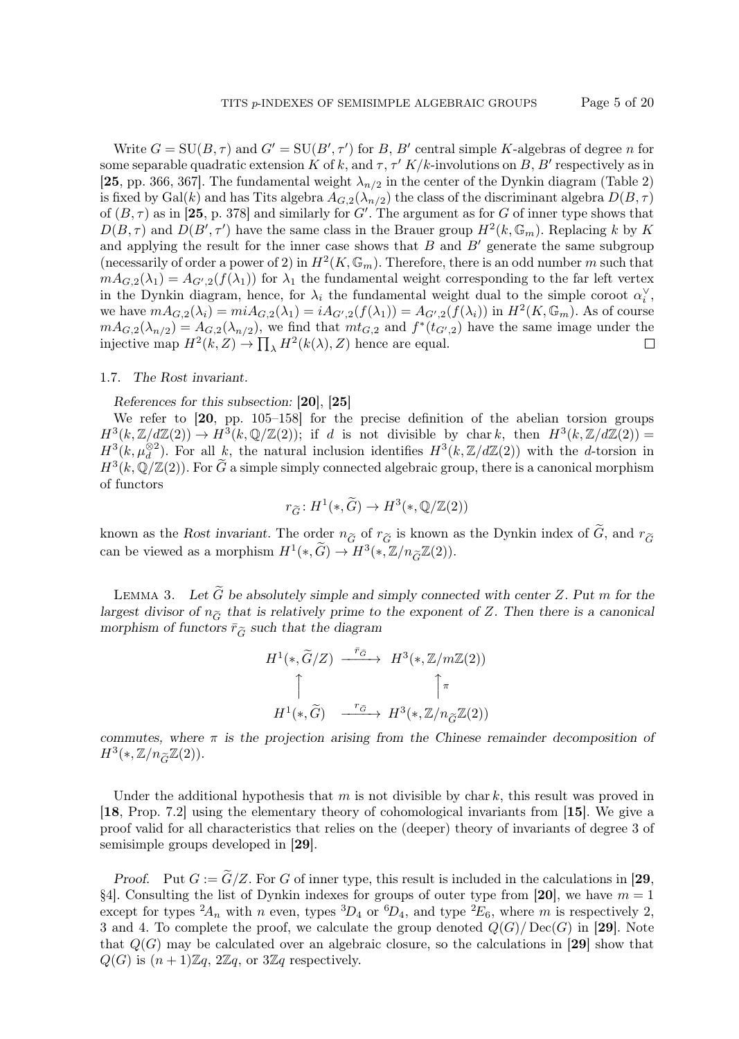Write $G = \mathrm{SU}(B, \tau)$ and $G' = \mathrm{SU}(B', \tau')$ for $B$, $B'$ central simple $K$-algebras of degree $n$ for some separable quadratic extension $K$ of $k$, and $\tau$, $\tau'$ $K/k$-involutions on $B$, $B'$ respectively as in [**25**, pp. 366, 367]. The fundamental weight $\lambda_{n/2}$ in the center of the Dynkin diagram (Table 2) is fixed by $\mathrm{Gal}(k)$ and has Tits algebra $A_{G,2}(\lambda_{n/2})$ the class of the discriminant algebra $D(B, \tau)$ of $(B, \tau)$ as in [**25**, p. 378] and similarly for $G'$. The argument as for $G$ of inner type shows that $D(B, \tau)$ and $D(B', \tau')$ have the same class in the Brauer group $H^2(k, \mathbb{G}_m)$. Replacing $k$ by $K$ and applying the result for the inner case shows that $B$ and $B'$ generate the same subgroup (necessarily of order a power of 2) in $H^2(K, \mathbb{G}_m)$. Therefore, there is an odd number $m$ such that $mA_{G,2}(\lambda_1) = A_{G',2}(f(\lambda_1))$ for $\lambda_1$ the fundamental weight corresponding to the far left vertex in the Dynkin diagram, hence, for $\lambda_i$ the fundamental weight dual to the simple coroot $\alpha_i^\vee$, we have $mA_{G,2}(\lambda_i) = miA_{G,2}(\lambda_1) = iA_{G',2}(f(\lambda_1)) = A_{G',2}(f(\lambda_i))$ in $H^2(K, \mathbb{G}_m)$. As of course $mA_{G,2}(\lambda_{n/2}) = A_{G,2}(\lambda_{n/2})$, we find that $mt_{G,2}$ and $f^*(t_{G',2})$ have the same image under the injective map $H^2(k, Z) \to \prod_\lambda H^2(k(\lambda), Z)$ hence are equal. □

### 1.7. *The Rost invariant.*

*References for this subsection:* [**20**], [**25**]

We refer to [**20**, pp. 105–158] for the precise definition of the abelian torsion groups $H^3(k, \mathbb{Z}/d\mathbb{Z}(2)) \to H^3(k, \mathbb{Q}/\mathbb{Z}(2))$; if $d$ is not divisible by $\mathrm{char}\, k$, then $H^3(k, \mathbb{Z}/d\mathbb{Z}(2)) = H^3(k, \mu_d^{\otimes 2})$. For all $k$, the natural inclusion identifies $H^3(k, \mathbb{Z}/d\mathbb{Z}(2))$ with the $d$-torsion in $H^3(k, \mathbb{Q}/\mathbb{Z}(2))$. For $\widetilde{G}$ a simple simply connected algebraic group, there is a canonical morphism of functors

$$r_{\widetilde{G}} \colon H^1(*, \widetilde{G}) \to H^3(*, \mathbb{Q}/\mathbb{Z}(2))$$

known as the *Rost invariant*. The order $n_{\widetilde{G}}$ of $r_{\widetilde{G}}$ is known as the Dynkin index of $\widetilde{G}$, and $r_{\widetilde{G}}$ can be viewed as a morphism $H^1(*, \widetilde{G}) \to H^3(*, \mathbb{Z}/n_{\widetilde{G}}\mathbb{Z}(2))$.

Lemma 3. *Let $\widetilde{G}$ be absolutely simple and simply connected with center $Z$. Put $m$ for the largest divisor of $n_{\widetilde{G}}$ that is relatively prime to the exponent of $Z$. Then there is a canonical morphism of functors $\bar{r}_{\widetilde{G}}$ such that the diagram*

$$\begin{array}{ccc}
H^1(*, \widetilde{G}/Z) & \xrightarrow{\bar{r}_{\widetilde{G}}} & H^3(*, \mathbb{Z}/m\mathbb{Z}(2)) \\
\uparrow & & \uparrow \pi \\
H^1(*, \widetilde{G}) & \xrightarrow{r_{\widetilde{G}}} & H^3(*, \mathbb{Z}/n_{\widetilde{G}}\mathbb{Z}(2))
\end{array}$$

*commutes, where $\pi$ is the projection arising from the Chinese remainder decomposition of $H^3(*, \mathbb{Z}/n_{\widetilde{G}}\mathbb{Z}(2))$.*

Under the additional hypothesis that $m$ is not divisible by $\mathrm{char}\, k$, this result was proved in [**18**, Prop. 7.2] using the elementary theory of cohomological invariants from [**15**]. We give a proof valid for all characteristics that relies on the (deeper) theory of invariants of degree 3 of semisimple groups developed in [**29**].

*Proof.* Put $G := \widetilde{G}/Z$. For $G$ of inner type, this result is included in the calculations in [**29**, §4]. Consulting the list of Dynkin indexes for groups of outer type from [**20**], we have $m = 1$ except for types ${}^2A_n$ with $n$ even, types ${}^3D_4$ or ${}^6D_4$, and type ${}^2E_6$, where $m$ is respectively 2, 3 and 4. To complete the proof, we calculate the group denoted $Q(G)/\mathrm{Dec}(G)$ in [**29**]. Note that $Q(G)$ may be calculated over an algebraic closure, so the calculations in [**29**] show that $Q(G)$ is $(n+1)\mathbb{Z}q$, $2\mathbb{Z}q$, or $3\mathbb{Z}q$ respectively.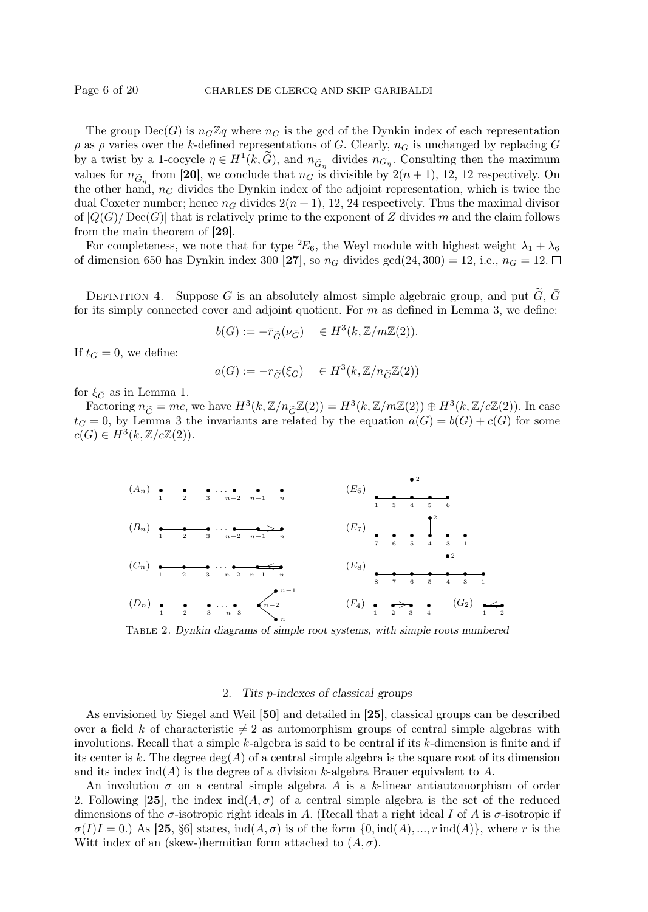The group $\mathrm{Dec}(G)$ is $n_G\mathbb{Z}q$ where $n_G$ is the gcd of the Dynkin index of each representation $\rho$ as $\rho$ varies over the $k$-defined representations of $G$. Clearly, $n_G$ is unchanged by replacing $G$ by a twist by a 1-cocycle $\eta \in H^1(k, \widetilde{G})$, and $n_{\widetilde{G}_\eta}$ divides $n_{G_\eta}$. Consulting then the maximum values for $n_{\widetilde{G}_\eta}$ from **[20]**, we conclude that $n_G$ is divisible by $2(n+1)$, 12, 12 respectively. On the other hand, $n_G$ divides the Dynkin index of the adjoint representation, which is twice the dual Coxeter number; hence $n_G$ divides $2(n+1)$, 12, 24 respectively. Thus the maximal divisor of $|Q(G)/\mathrm{Dec}(G)|$ that is relatively prime to the exponent of $Z$ divides $m$ and the claim follows from the main theorem of **[29]**.

For completeness, we note that for type ${}^2E_6$, the Weyl module with highest weight $\lambda_1 + \lambda_6$ of dimension 650 has Dynkin index 300 **[27]**, so $n_G$ divides $\gcd(24, 300) = 12$, i.e., $n_G = 12$. $\square$

Definition 4. Suppose $G$ is an absolutely almost simple algebraic group, and put $\widetilde{G}$, $\bar{G}$ for its simply connected cover and adjoint quotient. For $m$ as defined in Lemma 3, we define:

$$b(G) := -\bar{r}_{\widetilde{G}}(\nu_{\bar{G}}) \quad \in H^3(k, \mathbb{Z}/m\mathbb{Z}(2)).$$

If $t_G = 0$, we define:

$$a(G) := -r_{\widetilde{G}}(\xi_{\bar{G}}) \quad \in H^3(k, \mathbb{Z}/n_{\widetilde{G}}\mathbb{Z}(2))$$

for $\xi_{\bar{G}}$ as in Lemma 1.

Factoring $n_{\widetilde{G}} = mc$, we have $H^3(k, \mathbb{Z}/n_{\widetilde{G}}\mathbb{Z}(2)) = H^3(k, \mathbb{Z}/m\mathbb{Z}(2)) \oplus H^3(k, \mathbb{Z}/c\mathbb{Z}(2))$. In case $t_G = 0$, by Lemma 3 the invariants are related by the equation $a(G) = b(G) + c(G)$ for some $c(G) \in H^3(k, \mathbb{Z}/c\mathbb{Z}(2))$.

($A_n$) 1 — 2 — 3 — ⋯ — $n-2$ — $n-1$ — $n$

($B_n$) 1 — 2 — 3 — ⋯ — $n-2$ — $n-1$ ⇒ $n$

($C_n$) 1 — 2 — 3 — ⋯ — $n-2$ — $n-1$ ⇐ $n$

($D_n$) 1 — 2 — 3 — ⋯ — $n-3$ — $n-2$, with $n-2$ joined to $n-1$ and $n$

($E_6$) 1 — 3 — 4 — 5 — 6, with 2 attached to 4

($E_7$) 7 — 6 — 5 — 4 — 3 — 1, with 2 attached to 4

($E_8$) 8 — 7 — 6 — 5 — 4 — 3 — 1, with 2 attached to 4

($F_4$) 1 — 2 ⇒ 3 — 4

($G_2$) 1 ⇐ 2

Table 2. *Dynkin diagrams of simple root systems, with simple roots numbered*

## 2. *Tits p-indexes of classical groups*

As envisioned by Siegel and Weil **[50]** and detailed in **[25]**, classical groups can be described over a field $k$ of characteristic $\neq 2$ as automorphism groups of central simple algebras with involutions. Recall that a simple $k$-algebra is said to be central if its $k$-dimension is finite and if its center is $k$. The degree $\deg(A)$ of a central simple algebra is the square root of its dimension and its index $\mathrm{ind}(A)$ is the degree of a division $k$-algebra Brauer equivalent to $A$.

An involution $\sigma$ on a central simple algebra $A$ is a $k$-linear antiautomorphism of order 2. Following **[25]**, the index $\mathrm{ind}(A, \sigma)$ of a central simple algebra is the set of the reduced dimensions of the $\sigma$-isotropic right ideals in $A$. (Recall that a right ideal $I$ of $A$ is $\sigma$-isotropic if $\sigma(I)I = 0$.) As **[25**, §6**]** states, $\mathrm{ind}(A, \sigma)$ is of the form $\{0, \mathrm{ind}(A), ..., r\,\mathrm{ind}(A)\}$, where $r$ is the Witt index of an (skew-)hermitian form attached to $(A, \sigma)$.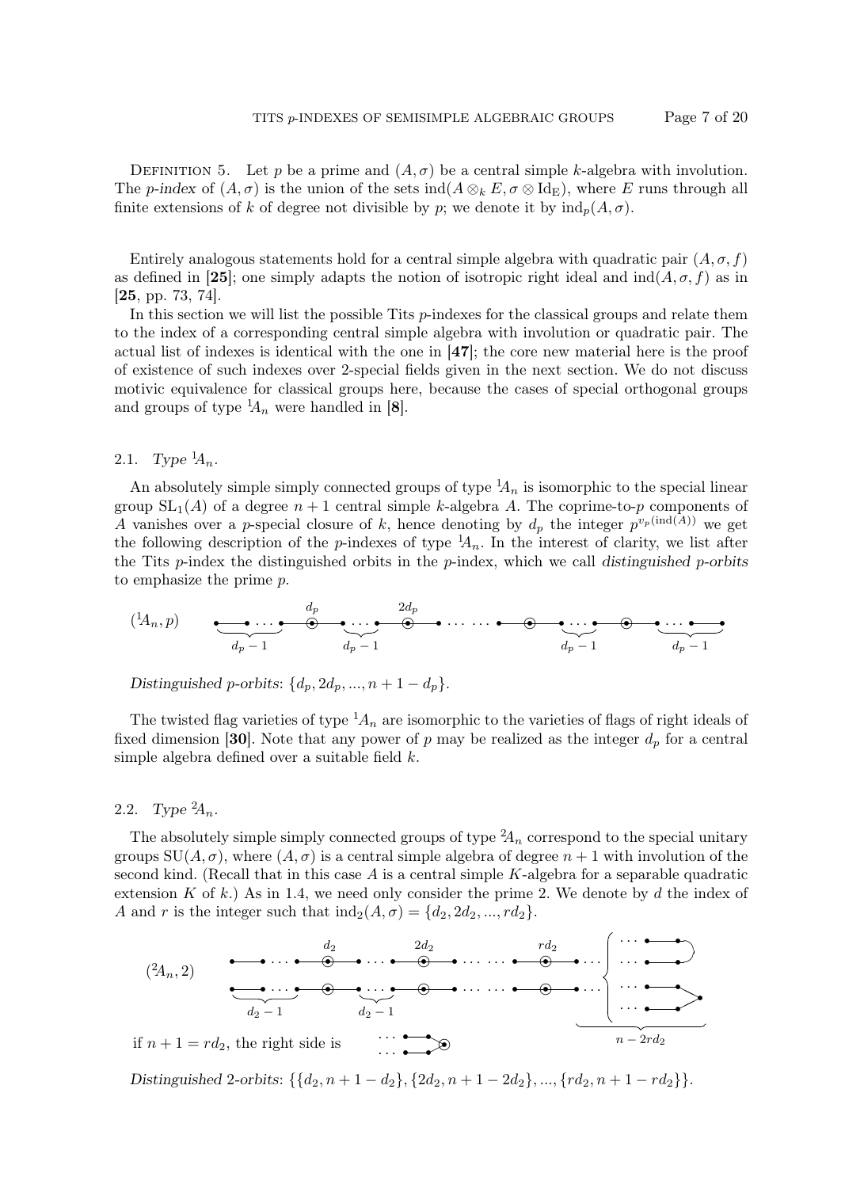DEFINITION 5. Let $p$ be a prime and $(A, \sigma)$ be a central simple $k$-algebra with involution. The *p-index* of $(A, \sigma)$ is the union of the sets $\operatorname{ind}(A \otimes_k E, \sigma \otimes \mathrm{Id}_E)$, where $E$ runs through all finite extensions of $k$ of degree not divisible by $p$; we denote it by $\operatorname{ind}_p(A, \sigma)$.

Entirely analogous statements hold for a central simple algebra with quadratic pair $(A, \sigma, f)$ as defined in [**25**]; one simply adapts the notion of isotropic right ideal and $\operatorname{ind}(A, \sigma, f)$ as in [**25**, pp. 73, 74].

In this section we will list the possible Tits $p$-indexes for the classical groups and relate them to the index of a corresponding central simple algebra with involution or quadratic pair. The actual list of indexes is identical with the one in [**47**]; the core new material here is the proof of existence of such indexes over 2-special fields given in the next section. We do not discuss motivic equivalence for classical groups here, because the cases of special orthogonal groups and groups of type ${}^1A_n$ were handled in [**8**].

## 2.1. *Type* ${}^1A_n$.

An absolutely simple simply connected groups of type ${}^1A_n$ is isomorphic to the special linear group $\mathrm{SL}_1(A)$ of a degree $n+1$ central simple $k$-algebra $A$. The coprime-to-$p$ components of $A$ vanishes over a $p$-special closure of $k$, hence denoting by $d_p$ the integer $p^{v_p(\operatorname{ind}(A))}$ we get the following description of the $p$-indexes of type ${}^1A_n$. In the interest of clarity, we list after the Tits $p$-index the distinguished orbits in the $p$-index, which we call *distinguished p-orbits* to emphasize the prime $p$.

$({}^1A_n, p)$

*Distinguished p-orbits*: $\{d_p, 2d_p, ..., n+1-d_p\}$.

The twisted flag varieties of type ${}^1A_n$ are isomorphic to the varieties of flags of right ideals of fixed dimension [**30**]. Note that any power of $p$ may be realized as the integer $d_p$ for a central simple algebra defined over a suitable field $k$.

## 2.2. *Type* ${}^2A_n$.

The absolutely simple simply connected groups of type ${}^2A_n$ correspond to the special unitary groups $\mathrm{SU}(A, \sigma)$, where $(A, \sigma)$ is a central simple algebra of degree $n+1$ with involution of the second kind. (Recall that in this case $A$ is a central simple $K$-algebra for a separable quadratic extension $K$ of $k$.) As in 1.4, we need only consider the prime 2. We denote by $d$ the index of $A$ and $r$ is the integer such that $\operatorname{ind}_2(A, \sigma) = \{d_2, 2d_2, ..., rd_2\}$.

$({}^2A_n, 2)$

if $n+1 = rd_2$, the right side is

*Distinguished* 2*-orbits*: $\{\{d_2, n+1-d_2\}, \{2d_2, n+1-2d_2\}, ..., \{rd_2, n+1-rd_2\}\}$.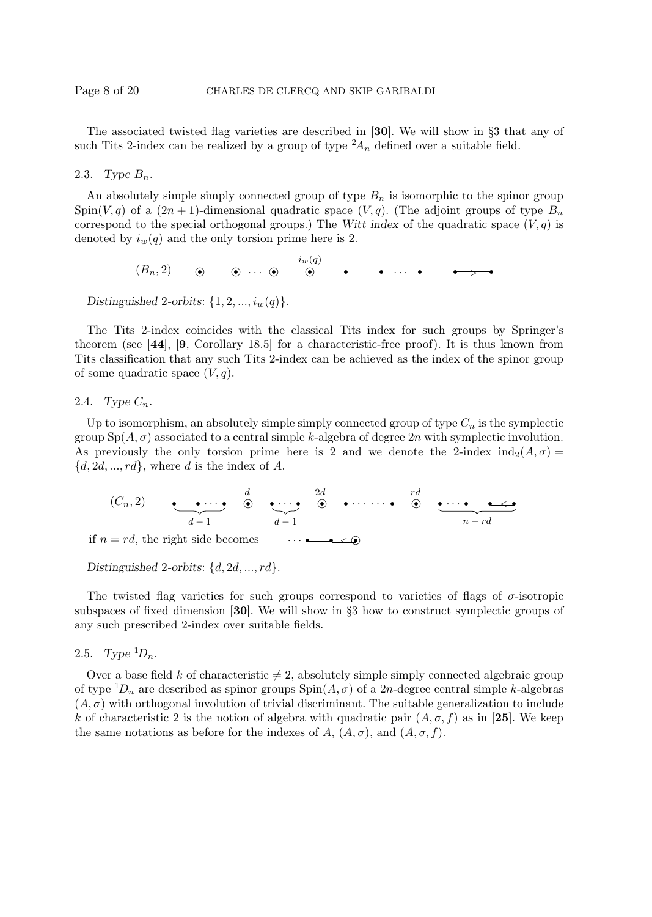The associated twisted flag varieties are described in **[30]**. We will show in §3 that any of such Tits 2-index can be realized by a group of type ${}^2A_n$ defined over a suitable field.

### 2.3. *Type $B_n$.*

An absolutely simple simply connected group of type $B_n$ is isomorphic to the spinor group $\mathrm{Spin}(V, q)$ of a $(2n+1)$-dimensional quadratic space $(V, q)$. (The adjoint groups of type $B_n$ correspond to the special orthogonal groups.) The *Witt index* of the quadratic space $(V, q)$ is denoted by $i_w(q)$ and the only torsion prime here is 2.

$(B_n, 2)$

*Distinguished 2-orbits*: $\{1, 2, ..., i_w(q)\}$.

The Tits 2-index coincides with the classical Tits index for such groups by Springer's theorem (see **[44]**, **[9**, Corollary 18.5**]** for a characteristic-free proof). It is thus known from Tits classification that any such Tits 2-index can be achieved as the index of the spinor group of some quadratic space $(V, q)$.

### 2.4. *Type $C_n$.*

Up to isomorphism, an absolutely simple simply connected group of type $C_n$ is the symplectic group $\mathrm{Sp}(A, \sigma)$ associated to a central simple $k$-algebra of degree $2n$ with symplectic involution. As previously the only torsion prime here is 2 and we denote the 2-index $\mathrm{ind}_2(A, \sigma) = \{d, 2d, ..., rd\}$, where $d$ is the index of $A$.

$(C_n, 2)$

if $n = rd$, the right side becomes

*Distinguished 2-orbits*: $\{d, 2d, ..., rd\}$.

The twisted flag varieties for such groups correspond to varieties of flags of $\sigma$-isotropic subspaces of fixed dimension **[30]**. We will show in §3 how to construct symplectic groups of any such prescribed 2-index over suitable fields.

### 2.5. *Type ${}^1D_n$.*

Over a base field $k$ of characteristic $\neq 2$, absolutely simple simply connected algebraic group of type ${}^1D_n$ are described as spinor groups $\mathrm{Spin}(A, \sigma)$ of a $2n$-degree central simple $k$-algebras $(A, \sigma)$ with orthogonal involution of trivial discriminant. The suitable generalization to include $k$ of characteristic 2 is the notion of algebra with quadratic pair $(A, \sigma, f)$ as in **[25]**. We keep the same notations as before for the indexes of $A$, $(A, \sigma)$, and $(A, \sigma, f)$.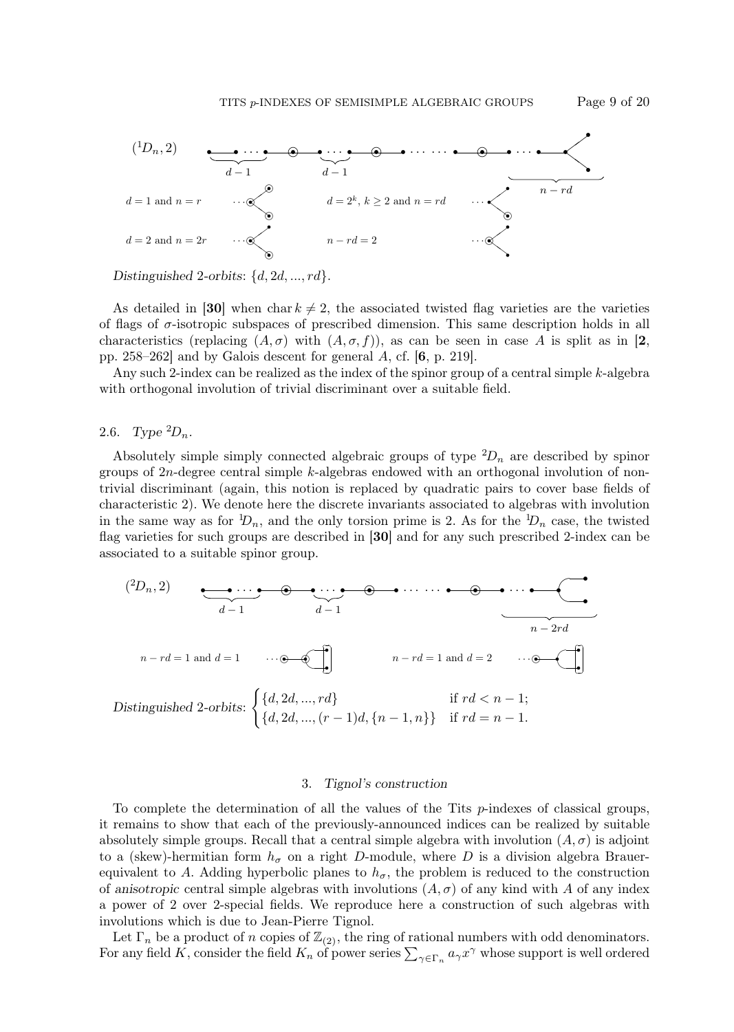($^1D_n$, 2)

$d-1$ &nbsp;&nbsp; $d-1$ &nbsp;&nbsp; $n-rd$

$d=1$ and $n=r$ &nbsp;&nbsp;&nbsp;&nbsp; $d=2^k$, $k\geq 2$ and $n=rd$

$d=2$ and $n=2r$ &nbsp;&nbsp;&nbsp;&nbsp; $n-rd=2$

*Distinguished* 2*-orbits*: $\{d, 2d, ..., rd\}$.

As detailed in **[30]** when $\operatorname{char} k \neq 2$, the associated twisted flag varieties are the varieties of flags of $\sigma$-isotropic subspaces of prescribed dimension. This same description holds in all characteristics (replacing $(A,\sigma)$ with $(A,\sigma,f)$), as can be seen in case $A$ is split as in **[2**, pp. 258–262**]** and by Galois descent for general $A$, cf. **[6**, p. 219**]**.

Any such 2-index can be realized as the index of the spinor group of a central simple $k$-algebra with orthogonal involution of trivial discriminant over a suitable field.

## 2.6. *Type* $^2D_n$.

Absolutely simple simply connected algebraic groups of type $^2D_n$ are described by spinor groups of $2n$-degree central simple $k$-algebras endowed with an orthogonal involution of non-trivial discriminant (again, this notion is replaced by quadratic pairs to cover base fields of characteristic 2). We denote here the discrete invariants associated to algebras with involution in the same way as for $^1D_n$, and the only torsion prime is 2. As for the $^1D_n$ case, the twisted flag varieties for such groups are described in **[30]** and for any such prescribed 2-index can be associated to a suitable spinor group.

($^2D_n$, 2)

$d-1$ &nbsp;&nbsp; $d-1$ &nbsp;&nbsp; $n-2rd$

$n-rd=1$ and $d=1$ &nbsp;&nbsp;&nbsp;&nbsp; $n-rd=1$ and $d=2$

*Distinguished* 2*-orbits*: $\begin{cases} \{d, 2d, ..., rd\} & \text{if } rd < n-1; \\ \{d, 2d, ..., (r-1)d, \{n-1, n\}\} & \text{if } rd = n-1. \end{cases}$

## 3. *Tignol's construction*

To complete the determination of all the values of the Tits $p$-indexes of classical groups, it remains to show that each of the previously-announced indices can be realized by suitable absolutely simple groups. Recall that a central simple algebra with involution $(A,\sigma)$ is adjoint to a (skew)-hermitian form $h_\sigma$ on a right $D$-module, where $D$ is a division algebra Brauer-equivalent to $A$. Adding hyperbolic planes to $h_\sigma$, the problem is reduced to the construction of *anisotropic* central simple algebras with involutions $(A,\sigma)$ of any kind with $A$ of any index a power of 2 over 2-special fields. We reproduce here a construction of such algebras with involutions which is due to Jean-Pierre Tignol.

Let $\Gamma_n$ be a product of $n$ copies of $\mathbb{Z}_{(2)}$, the ring of rational numbers with odd denominators. For any field $K$, consider the field $K_n$ of power series $\sum_{\gamma\in\Gamma_n} a_\gamma x^\gamma$ whose support is well ordered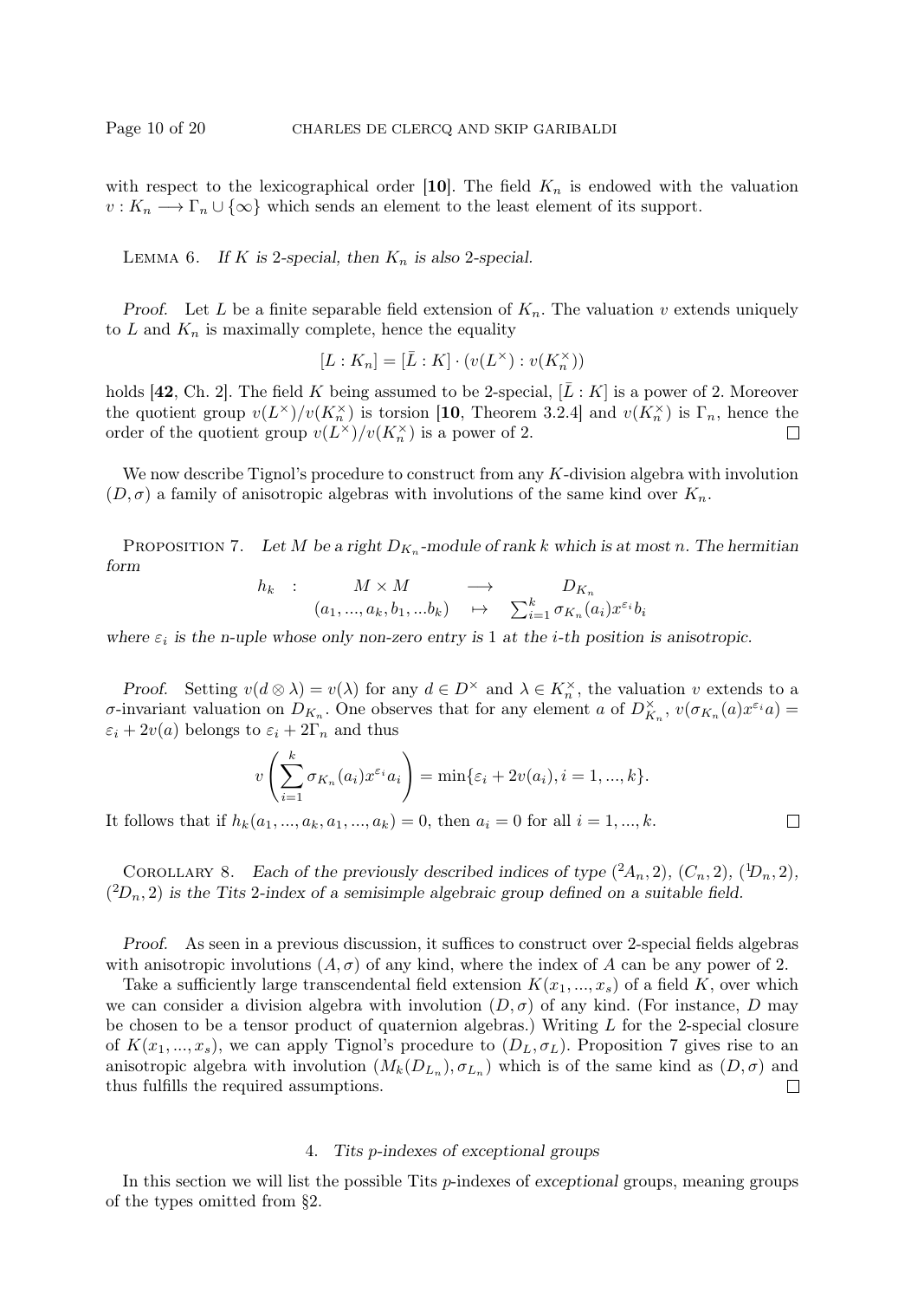with respect to the lexicographical order [**10**]. The field $K_n$ is endowed with the valuation $v : K_n \longrightarrow \Gamma_n \cup \{\infty\}$ which sends an element to the least element of its support.

LEMMA 6. *If $K$ is 2-special, then $K_n$ is also 2-special.*

*Proof.* Let $L$ be a finite separable field extension of $K_n$. The valuation $v$ extends uniquely to $L$ and $K_n$ is maximally complete, hence the equality

$$[L : K_n] = [\bar{L} : K] \cdot (v(L^\times) : v(K_n^\times))$$

holds [**42**, Ch. 2]. The field $K$ being assumed to be 2-special, $[\bar{L} : K]$ is a power of 2. Moreover the quotient group $v(L^\times)/v(K_n^\times)$ is torsion [**10**, Theorem 3.2.4] and $v(K_n^\times)$ is $\Gamma_n$, hence the order of the quotient group $v(L^\times)/v(K_n^\times)$ is a power of 2. $\square$

We now describe Tignol's procedure to construct from any $K$-division algebra with involution $(D, \sigma)$ a family of anisotropic algebras with involutions of the same kind over $K_n$.

PROPOSITION 7. *Let $M$ be a right $D_{K_n}$-module of rank $k$ which is at most $n$. The hermitian form*

$$\begin{array}{cccc} h_k & : & M \times M & \longrightarrow & D_{K_n} \\ & & (a_1, ..., a_k, b_1, ...b_k) & \mapsto & \sum_{i=1}^{k} \sigma_{K_n}(a_i) x^{\varepsilon_i} b_i \end{array}$$

*where $\varepsilon_i$ is the $n$-uple whose only non-zero entry is 1 at the $i$-th position is anisotropic.*

*Proof.* Setting $v(d \otimes \lambda) = v(\lambda)$ for any $d \in D^\times$ and $\lambda \in K_n^\times$, the valuation $v$ extends to a $\sigma$-invariant valuation on $D_{K_n}$. One observes that for any element $a$ of $D_{K_n}^\times$, $v(\sigma_{K_n}(a) x^{\varepsilon_i} a) = \varepsilon_i + 2v(a)$ belongs to $\varepsilon_i + 2\Gamma_n$ and thus

$$v\left(\sum_{i=1}^{k} \sigma_{K_n}(a_i) x^{\varepsilon_i} a_i\right) = \min\{\varepsilon_i + 2v(a_i), i = 1, ..., k\}.$$

It follows that if $h_k(a_1, ..., a_k, a_1, ..., a_k) = 0$, then $a_i = 0$ for all $i = 1, ..., k$. $\square$

COROLLARY 8. *Each of the previously described indices of type $({}^2A_n, 2)$, $(C_n, 2)$, $({}^1D_n, 2)$, $({}^2D_n, 2)$ is the Tits 2-index of a semisimple algebraic group defined on a suitable field.*

*Proof.* As seen in a previous discussion, it suffices to construct over 2-special fields algebras with anisotropic involutions $(A, \sigma)$ of any kind, where the index of $A$ can be any power of 2.

Take a sufficiently large transcendental field extension $K(x_1, ..., x_s)$ of a field $K$, over which we can consider a division algebra with involution $(D, \sigma)$ of any kind. (For instance, $D$ may be chosen to be a tensor product of quaternion algebras.) Writing $L$ for the 2-special closure of $K(x_1, ..., x_s)$, we can apply Tignol's procedure to $(D_L, \sigma_L)$. Proposition 7 gives rise to an anisotropic algebra with involution $(M_k(D_{L_n}), \sigma_{L_n})$ which is of the same kind as $(D, \sigma)$ and thus fulfills the required assumptions. $\square$

## 4. *Tits p-indexes of exceptional groups*

In this section we will list the possible Tits $p$-indexes of *exceptional* groups, meaning groups of the types omitted from §2.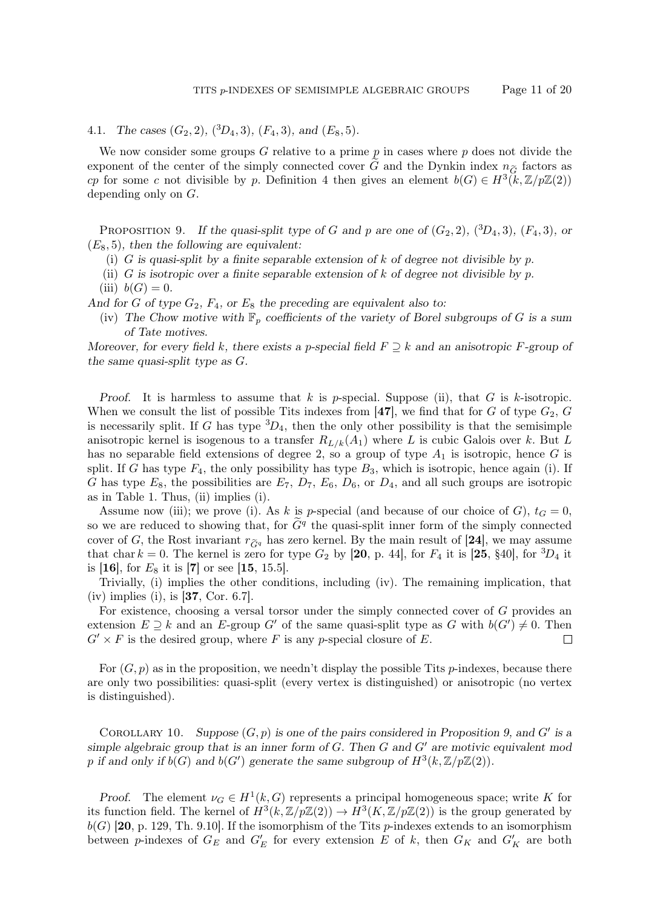### 4.1. *The cases* $(G_2, 2)$, $({}^3D_4, 3)$, $(F_4, 3)$, *and* $(E_8, 5)$.

We now consider some groups $G$ relative to a prime $p$ in cases where $p$ does not divide the exponent of the center of the simply connected cover $\widetilde{G}$ and the Dynkin index $n_{\widetilde{G}}$ factors as $cp$ for some $c$ not divisible by $p$. Definition 4 then gives an element $b(G) \in H^3(k, \mathbb{Z}/p\mathbb{Z}(2))$ depending only on $G$.

Proposition 9. *If the quasi-split type of $G$ and $p$ are one of $(G_2, 2)$, $({}^3D_4, 3)$, $(F_4, 3)$, or $(E_8, 5)$, then the following are equivalent:*

(i) *$G$ is quasi-split by a finite separable extension of $k$ of degree not divisible by $p$.*
(ii) *$G$ is isotropic over a finite separable extension of $k$ of degree not divisible by $p$.*
(iii) *$b(G) = 0$.*

*And for $G$ of type $G_2$, $F_4$, or $E_8$ the preceding are equivalent also to:*

(iv) *The Chow motive with $\mathbb{F}_p$ coefficients of the variety of Borel subgroups of $G$ is a sum of Tate motives.*

*Moreover, for every field $k$, there exists a $p$-special field $F \supseteq k$ and an anisotropic $F$-group of the same quasi-split type as $G$.*

*Proof.* It is harmless to assume that $k$ is $p$-special. Suppose (ii), that $G$ is $k$-isotropic. When we consult the list of possible Tits indexes from [**47**], we find that for $G$ of type $G_2$, $G$ is necessarily split. If $G$ has type ${}^3D_4$, then the only other possibility is that the semisimple anisotropic kernel is isogenous to a transfer $R_{L/k}(A_1)$ where $L$ is cubic Galois over $k$. But $L$ has no separable field extensions of degree 2, so a group of type $A_1$ is isotropic, hence $G$ is split. If $G$ has type $F_4$, the only possibility has type $B_3$, which is isotropic, hence again (i). If $G$ has type $E_8$, the possibilities are $E_7$, $D_7$, $E_6$, $D_6$, or $D_4$, and all such groups are isotropic as in Table 1. Thus, (ii) implies (i).

Assume now (iii); we prove (i). As $k$ is $p$-special (and because of our choice of $G$), $t_G = 0$, so we are reduced to showing that, for $\widetilde{G}^q$ the quasi-split inner form of the simply connected cover of $G$, the Rost invariant $r_{\widetilde{G}^q}$ has zero kernel. By the main result of [**24**], we may assume that $\operatorname{char} k = 0$. The kernel is zero for type $G_2$ by [**20**, p. 44], for $F_4$ it is [**25**, §40], for ${}^3D_4$ it is [**16**], for $E_8$ it is [**7**] or see [**15**, 15.5].

Trivially, (i) implies the other conditions, including (iv). The remaining implication, that (iv) implies (i), is [**37**, Cor. 6.7].

For existence, choosing a versal torsor under the simply connected cover of $G$ provides an extension $E \supseteq k$ and an $E$-group $G'$ of the same quasi-split type as $G$ with $b(G') \neq 0$. Then $G' \times F$ is the desired group, where $F$ is any $p$-special closure of $E$. $\square$

For $(G, p)$ as in the proposition, we needn't display the possible Tits $p$-indexes, because there are only two possibilities: quasi-split (every vertex is distinguished) or anisotropic (no vertex is distinguished).

Corollary 10. *Suppose $(G, p)$ is one of the pairs considered in Proposition 9, and $G'$ is a simple algebraic group that is an inner form of $G$. Then $G$ and $G'$ are motivic equivalent mod $p$ if and only if $b(G)$ and $b(G')$ generate the same subgroup of $H^3(k, \mathbb{Z}/p\mathbb{Z}(2))$.*

*Proof.* The element $\nu_G \in H^1(k, G)$ represents a principal homogeneous space; write $K$ for its function field. The kernel of $H^3(k, \mathbb{Z}/p\mathbb{Z}(2)) \to H^3(K, \mathbb{Z}/p\mathbb{Z}(2))$ is the group generated by $b(G)$ [**20**, p. 129, Th. 9.10]. If the isomorphism of the Tits $p$-indexes extends to an isomorphism between $p$-indexes of $G_E$ and $G'_E$ for every extension $E$ of $k$, then $G_K$ and $G'_K$ are both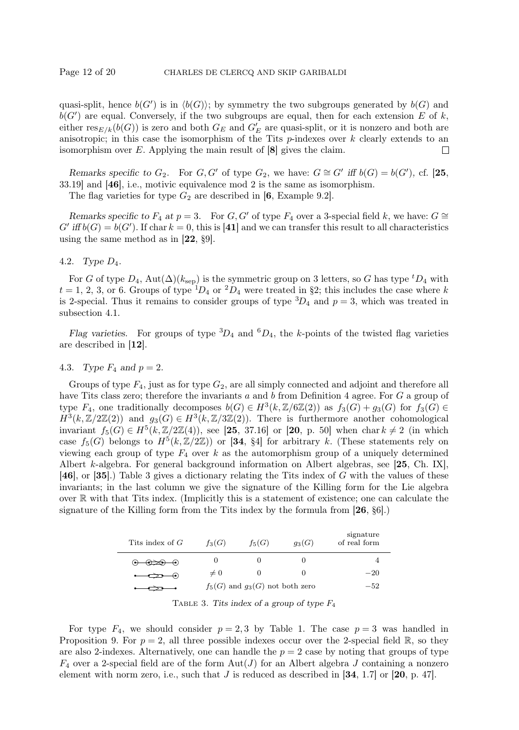quasi-split, hence $b(G')$ is in $\langle b(G) \rangle$; by symmetry the two subgroups generated by $b(G)$ and $b(G')$ are equal. Conversely, if the two subgroups are equal, then for each extension $E$ of $k$, either $\mathrm{res}_{E/k}(b(G))$ is zero and both $G_E$ and $G'_E$ are quasi-split, or it is nonzero and both are anisotropic; in this case the isomorphism of the Tits $p$-indexes over $k$ clearly extends to an isomorphism over $E$. Applying the main result of [**8**] gives the claim. □

*Remarks specific to $G_2$.* For $G, G'$ of type $G_2$, we have: $G \cong G'$ *iff* $b(G) = b(G')$, cf. [**25**, 33.19] and [**46**], i.e., motivic equivalence mod 2 is the same as isomorphism.

The flag varieties for type $G_2$ are described in [**6**, Example 9.2].

*Remarks specific to $F_4$ at $p = 3$.* For $G, G'$ of type $F_4$ over a 3-special field $k$, we have: $G \cong G'$ *iff* $b(G) = b(G')$. If $\mathrm{char}\, k = 0$, this is [**41**] and we can transfer this result to all characteristics using the same method as in [**22**, §9].

## 4.2. *Type $D_4$.*

For $G$ of type $D_4$, $\mathrm{Aut}(\Delta)(k_{\mathrm{sep}})$ is the symmetric group on 3 letters, so $G$ has type ${}^tD_4$ with $t = 1$, 2, 3, or 6. Groups of type ${}^1D_4$ or ${}^2D_4$ were treated in §2; this includes the case where $k$ is 2-special. Thus it remains to consider groups of type ${}^3D_4$ and $p = 3$, which was treated in subsection 4.1.

*Flag varieties.* For groups of type ${}^3D_4$ and ${}^6D_4$, the $k$-points of the twisted flag varieties are described in [**12**].

## 4.3. *Type $F_4$ and $p = 2$.*

Groups of type $F_4$, just as for type $G_2$, are all simply connected and adjoint and therefore all have Tits class zero; therefore the invariants $a$ and $b$ from Definition 4 agree. For $G$ a group of type $F_4$, one traditionally decomposes $b(G) \in H^3(k, \mathbb{Z}/6\mathbb{Z}(2))$ as $f_3(G) + g_3(G)$ for $f_3(G) \in H^3(k, \mathbb{Z}/2\mathbb{Z}(2))$ and $g_3(G) \in H^3(k, \mathbb{Z}/3\mathbb{Z}(2))$. There is furthermore another cohomological invariant $f_5(G) \in H^5(k, \mathbb{Z}/2\mathbb{Z}(4))$, see [**25**, 37.16] or [**20**, p. 50] when $\mathrm{char}\, k \neq 2$ (in which case $f_5(G)$ belongs to $H^5(k, \mathbb{Z}/2\mathbb{Z})$) or [**34**, §4] for arbitrary $k$. (These statements rely on viewing each group of type $F_4$ over $k$ as the automorphism group of a uniquely determined Albert $k$-algebra. For general background information on Albert algebras, see [**25**, Ch. IX], [**46**], or [**35**].) Table 3 gives a dictionary relating the Tits index of $G$ with the values of these invariants; in the last column we give the signature of the Killing form for the Lie algebra over $\mathbb{R}$ with that Tits index. (Implicitly this is a statement of existence; one can calculate the signature of the Killing form from the Tits index by the formula from [**26**, §6].)

| Tits index of $G$ | $f_3(G)$ | $f_5(G)$ | $g_3(G)$ | signature of real form |
|---|---|---|---|---|
| (all four vertices circled) | 0 | 0 | 0 | 4 |
| (last vertex circled) | $\neq 0$ | 0 | 0 | $-20$ |
| (no vertices circled) | $f_5(G)$ and $g_3(G)$ not both zero | | | $-52$ |

TABLE 3. *Tits index of a group of type $F_4$*

For type $F_4$, we should consider $p = 2, 3$ by Table 1. The case $p = 3$ was handled in Proposition 9. For $p = 2$, all three possible indexes occur over the 2-special field $\mathbb{R}$, so they are also 2-indexes. Alternatively, one can handle the $p = 2$ case by noting that groups of type $F_4$ over a 2-special field are of the form $\mathrm{Aut}(J)$ for an Albert algebra $J$ containing a nonzero element with norm zero, i.e., such that $J$ is reduced as described in [**34**, 1.7] or [**20**, p. 47].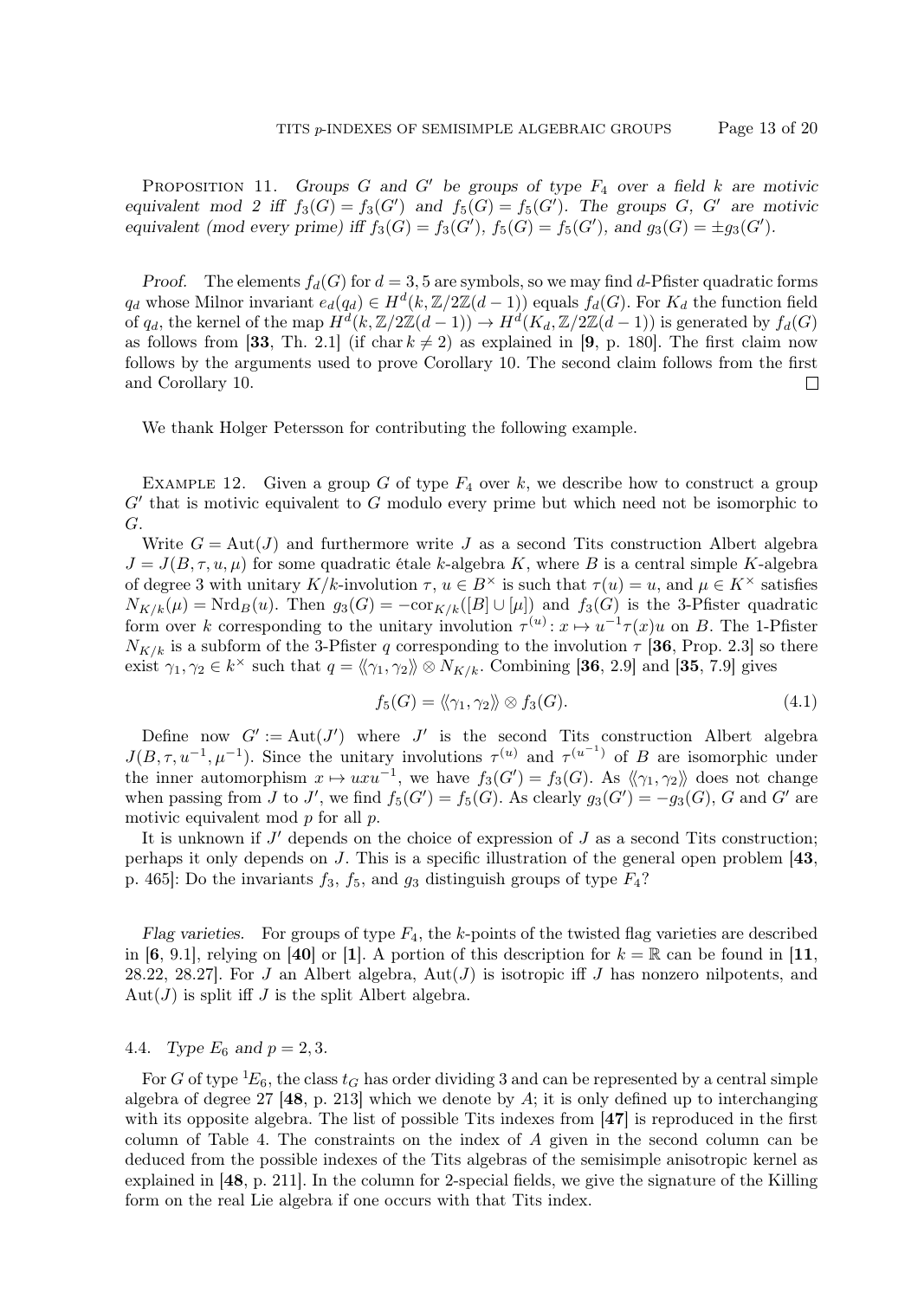PROPOSITION 11. *Groups $G$ and $G'$ be groups of type $F_4$ over a field $k$ are motivic equivalent mod 2 iff $f_3(G) = f_3(G')$ and $f_5(G) = f_5(G')$. The groups $G$, $G'$ are motivic equivalent (mod every prime) iff $f_3(G) = f_3(G')$, $f_5(G) = f_5(G')$, and $g_3(G) = \pm g_3(G')$.*

*Proof.* The elements $f_d(G)$ for $d = 3, 5$ are symbols, so we may find $d$-Pfister quadratic forms $q_d$ whose Milnor invariant $e_d(q_d) \in H^d(k, \mathbb{Z}/2\mathbb{Z}(d-1))$ equals $f_d(G)$. For $K_d$ the function field of $q_d$, the kernel of the map $H^d(k, \mathbb{Z}/2\mathbb{Z}(d-1)) \to H^d(K_d, \mathbb{Z}/2\mathbb{Z}(d-1))$ is generated by $f_d(G)$ as follows from [**33**, Th. 2.1] (if $\operatorname{char} k \neq 2$) as explained in [**9**, p. 180]. The first claim now follows by the arguments used to prove Corollary 10. The second claim follows from the first and Corollary 10. $\square$

We thank Holger Petersson for contributing the following example.

EXAMPLE 12. Given a group $G$ of type $F_4$ over $k$, we describe how to construct a group $G'$ that is motivic equivalent to $G$ modulo every prime but which need not be isomorphic to $G$.

Write $G = \operatorname{Aut}(J)$ and furthermore write $J$ as a second Tits construction Albert algebra $J = J(B, \tau, u, \mu)$ for some quadratic étale $k$-algebra $K$, where $B$ is a central simple $K$-algebra of degree 3 with unitary $K/k$-involution $\tau$, $u \in B^\times$ is such that $\tau(u) = u$, and $\mu \in K^\times$ satisfies $N_{K/k}(\mu) = \operatorname{Nrd}_B(u)$. Then $g_3(G) = -\operatorname{cor}_{K/k}([B] \cup [\mu])$ and $f_3(G)$ is the 3-Pfister quadratic form over $k$ corresponding to the unitary involution $\tau^{(u)} \colon x \mapsto u^{-1}\tau(x)u$ on $B$. The 1-Pfister $N_{K/k}$ is a subform of the 3-Pfister $q$ corresponding to the involution $\tau$ [**36**, Prop. 2.3] so there exist $\gamma_1, \gamma_2 \in k^\times$ such that $q = \langle\langle \gamma_1, \gamma_2 \rangle\rangle \otimes N_{K/k}$. Combining [**36**, 2.9] and [**35**, 7.9] gives

$$f_5(G) = \langle\langle \gamma_1, \gamma_2 \rangle\rangle \otimes f_3(G). \tag{4.1}$$

Define now $G' := \operatorname{Aut}(J')$ where $J'$ is the second Tits construction Albert algebra $J(B, \tau, u^{-1}, \mu^{-1})$. Since the unitary involutions $\tau^{(u)}$ and $\tau^{(u^{-1})}$ of $B$ are isomorphic under the inner automorphism $x \mapsto uxu^{-1}$, we have $f_3(G') = f_3(G)$. As $\langle\langle \gamma_1, \gamma_2 \rangle\rangle$ does not change when passing from $J$ to $J'$, we find $f_5(G') = f_5(G)$. As clearly $g_3(G') = -g_3(G)$, $G$ and $G'$ are motivic equivalent mod $p$ for all $p$.

It is unknown if $J'$ depends on the choice of expression of $J$ as a second Tits construction; perhaps it only depends on $J$. This is a specific illustration of the general open problem [**43**, p. 465]: Do the invariants $f_3$, $f_5$, and $g_3$ distinguish groups of type $F_4$?

*Flag varieties.* For groups of type $F_4$, the $k$-points of the twisted flag varieties are described in [**6**, 9.1], relying on [**40**] or [**1**]. A portion of this description for $k = \mathbb{R}$ can be found in [**11**, 28.22, 28.27]. For $J$ an Albert algebra, $\operatorname{Aut}(J)$ is isotropic iff $J$ has nonzero nilpotents, and $\operatorname{Aut}(J)$ is split iff $J$ is the split Albert algebra.

### 4.4. *Type $E_6$ and $p = 2, 3$.*

For $G$ of type ${}^1E_6$, the class $t_G$ has order dividing 3 and can be represented by a central simple algebra of degree 27 [**48**, p. 213] which we denote by $A$; it is only defined up to interchanging with its opposite algebra. The list of possible Tits indexes from [**47**] is reproduced in the first column of Table 4. The constraints on the index of $A$ given in the second column can be deduced from the possible indexes of the Tits algebras of the semisimple anisotropic kernel as explained in [**48**, p. 211]. In the column for 2-special fields, we give the signature of the Killing form on the real Lie algebra if one occurs with that Tits index.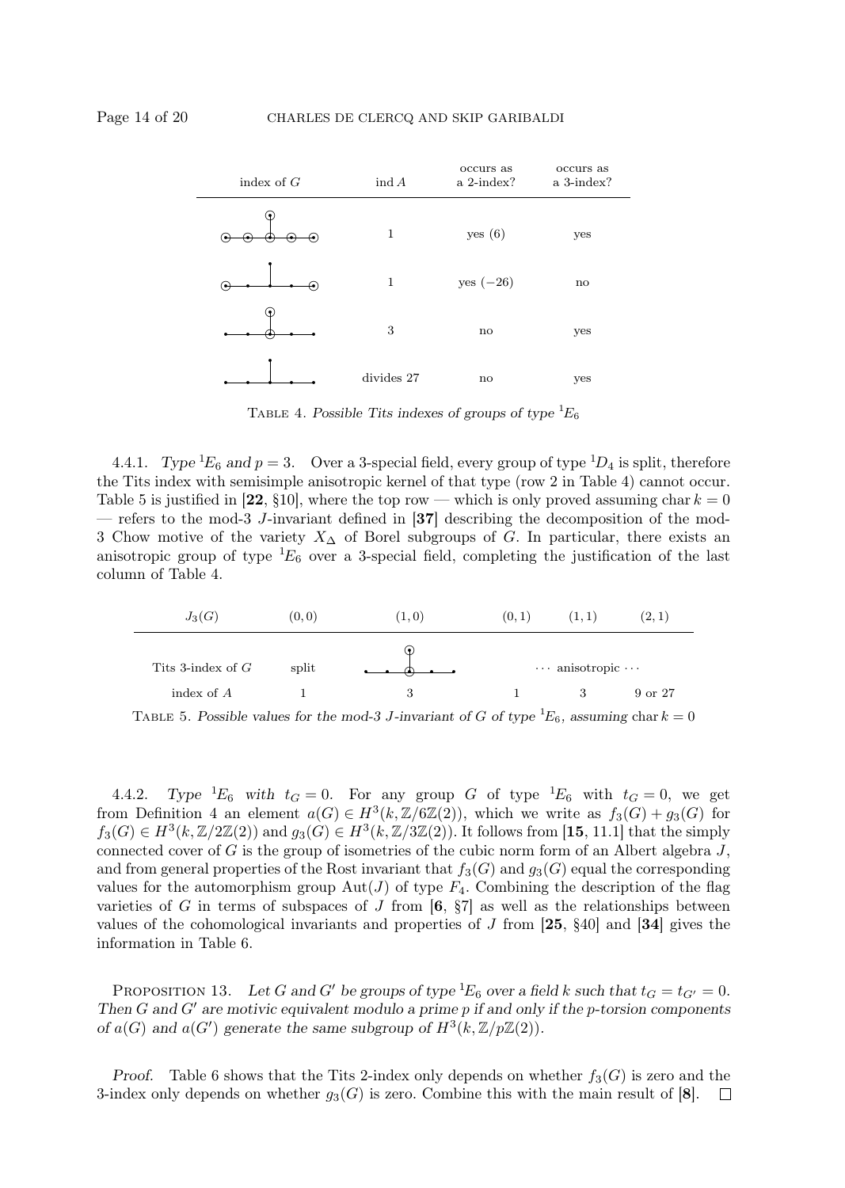| index of $G$ | ind $A$ | occurs as a 2-index? | occurs as a 3-index? |
|---|---|---|---|
| (Tits index diagram: all vertices circled) | 1 | yes (6) | yes |
| (Tits index diagram: two end vertices circled) | 1 | yes (−26) | no |
| (Tits index diagram: branch vertex and top vertex circled) | 3 | no | yes |
| (Tits index diagram: no vertices circled) | divides 27 | no | yes |

TABLE 4. *Possible Tits indexes of groups of type ${}^1E_6$*

4.4.1. *Type ${}^1E_6$ and $p = 3$.* Over a 3-special field, every group of type ${}^1D_4$ is split, therefore the Tits index with semisimple anisotropic kernel of that type (row 2 in Table 4) cannot occur. Table 5 is justified in [**22**, §10], where the top row — which is only proved assuming char $k = 0$ — refers to the mod-3 $J$-invariant defined in [**37**] describing the decomposition of the mod-3 Chow motive of the variety $X_\Delta$ of Borel subgroups of $G$. In particular, there exists an anisotropic group of type ${}^1E_6$ over a 3-special field, completing the justification of the last column of Table 4.

| $J_3(G)$ | $(0,0)$ | $(1,0)$ | $(0,1)$ | $(1,1)$ | $(2,1)$ |
|---|---|---|---|---|---|
| Tits 3-index of $G$ | split | (Tits index diagram: branch vertex and top vertex circled) | ··· anisotropic ··· | | |
| index of $A$ | 1 | 3 | 1 | 3 | 9 or 27 |

TABLE 5. *Possible values for the mod-3 $J$-invariant of $G$ of type ${}^1E_6$, assuming* char $k = 0$

4.4.2. *Type ${}^1E_6$ with $t_G = 0$.* For any group $G$ of type ${}^1E_6$ with $t_G = 0$, we get from Definition 4 an element $a(G) \in H^3(k, \mathbb{Z}/6\mathbb{Z}(2))$, which we write as $f_3(G) + g_3(G)$ for $f_3(G) \in H^3(k, \mathbb{Z}/2\mathbb{Z}(2))$ and $g_3(G) \in H^3(k, \mathbb{Z}/3\mathbb{Z}(2))$. It follows from [**15**, 11.1] that the simply connected cover of $G$ is the group of isometries of the cubic norm form of an Albert algebra $J$, and from general properties of the Rost invariant that $f_3(G)$ and $g_3(G)$ equal the corresponding values for the automorphism group $\mathrm{Aut}(J)$ of type $F_4$. Combining the description of the flag varieties of $G$ in terms of subspaces of $J$ from [**6**, §7] as well as the relationships between values of the cohomological invariants and properties of $J$ from [**25**, §40] and [**34**] gives the information in Table 6.

PROPOSITION 13. *Let $G$ and $G'$ be groups of type ${}^1E_6$ over a field $k$ such that $t_G = t_{G'} = 0$. Then $G$ and $G'$ are motivic equivalent modulo a prime $p$ if and only if the $p$-torsion components of $a(G)$ and $a(G')$ generate the same subgroup of $H^3(k, \mathbb{Z}/p\mathbb{Z}(2))$.*

*Proof.* Table 6 shows that the Tits 2-index only depends on whether $f_3(G)$ is zero and the 3-index only depends on whether $g_3(G)$ is zero. Combine this with the main result of [**8**]. □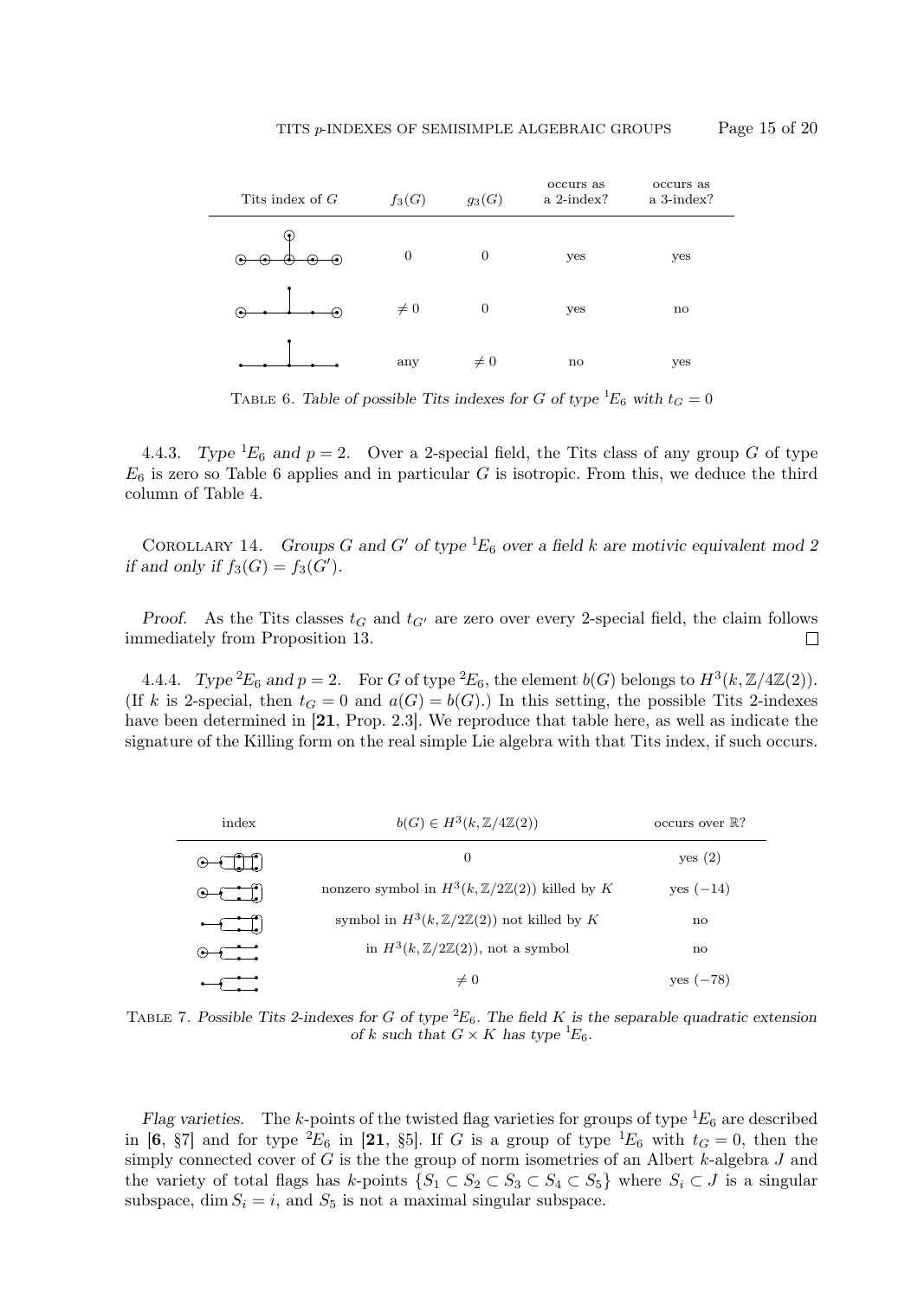| Tits index of $G$ | $f_3(G)$ | $g_3(G)$ | occurs as a 2-index? | occurs as a 3-index? |
|---|---|---|---|---|
| (all vertices circled) | $0$ | $0$ | yes | yes |
| (two end vertices circled) | $\neq 0$ | $0$ | yes | no |
| (no vertices circled) | any | $\neq 0$ | no | yes |

TABLE 6. *Table of possible Tits indexes for $G$ of type ${}^1E_6$ with $t_G = 0$*

4.4.3. *Type ${}^1E_6$ and $p = 2$.* Over a 2-special field, the Tits class of any group $G$ of type $E_6$ is zero so Table 6 applies and in particular $G$ is isotropic. From this, we deduce the third column of Table 4.

COROLLARY 14. *Groups $G$ and $G'$ of type ${}^1E_6$ over a field $k$ are motivic equivalent mod 2 if and only if $f_3(G) = f_3(G')$.*

*Proof.* As the Tits classes $t_G$ and $t_{G'}$ are zero over every 2-special field, the claim follows immediately from Proposition 13. □

4.4.4. *Type ${}^2E_6$ and $p = 2$.* For $G$ of type ${}^2E_6$, the element $b(G)$ belongs to $H^3(k, \mathbb{Z}/4\mathbb{Z}(2))$. (If $k$ is 2-special, then $t_G = 0$ and $a(G) = b(G)$.) In this setting, the possible Tits 2-indexes have been determined in [**21**, Prop. 2.3]. We reproduce that table here, as well as indicate the signature of the Killing form on the real simple Lie algebra with that Tits index, if such occurs.

| index | $b(G) \in H^3(k, \mathbb{Z}/4\mathbb{Z}(2))$ | occurs over $\mathbb{R}$? |
|---|---|---|
| (all vertices circled) | $0$ | yes $(2)$ |
| (end vertex and one pair circled) | nonzero symbol in $H^3(k, \mathbb{Z}/2\mathbb{Z}(2))$ killed by $K$ | yes $(-14)$ |
| (one pair circled) | symbol in $H^3(k, \mathbb{Z}/2\mathbb{Z}(2))$ not killed by $K$ | no |
| (end vertex circled) | in $H^3(k, \mathbb{Z}/2\mathbb{Z}(2))$, not a symbol | no |
| (no vertices circled) | $\neq 0$ | yes $(-78)$ |

TABLE 7. *Possible Tits 2-indexes for $G$ of type ${}^2E_6$. The field $K$ is the separable quadratic extension of $k$ such that $G \times K$ has type ${}^1E_6$.*

*Flag varieties.* The $k$-points of the twisted flag varieties for groups of type ${}^1E_6$ are described in [**6**, §7] and for type ${}^2E_6$ in [**21**, §5]. If $G$ is a group of type ${}^1E_6$ with $t_G = 0$, then the simply connected cover of $G$ is the the group of norm isometries of an Albert $k$-algebra $J$ and the variety of total flags has $k$-points $\{S_1 \subset S_2 \subset S_3 \subset S_4 \subset S_5\}$ where $S_i \subset J$ is a singular subspace, $\dim S_i = i$, and $S_5$ is not a maximal singular subspace.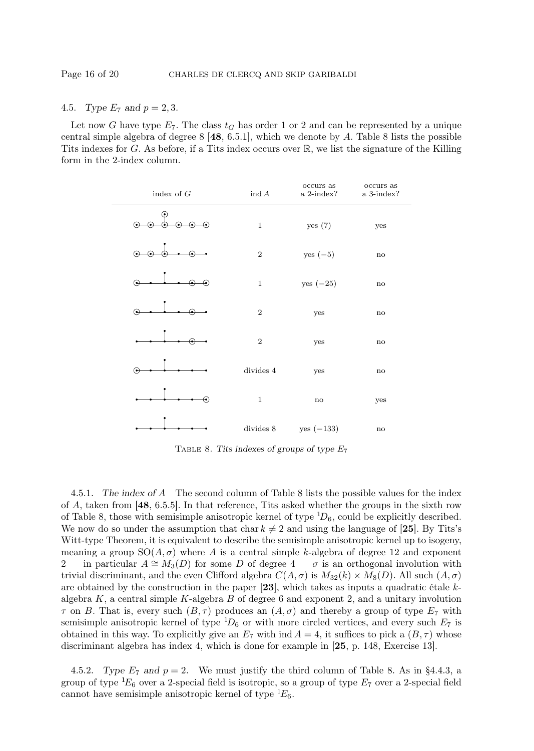### 4.5. *Type $E_7$ and $p = 2, 3$.*

Let now $G$ have type $E_7$. The class $t_G$ has order 1 or 2 and can be represented by a unique central simple algebra of degree 8 [**48**, 6.5.1], which we denote by $A$. Table 8 lists the possible Tits indexes for $G$. As before, if a Tits index occurs over $\mathbb{R}$, we list the signature of the Killing form in the 2-index column.

| index of $G$ | ind $A$ | occurs as a 2-index? | occurs as a 3-index? |
|---|---|---|---|
| | 1 | yes (7) | yes |
| | 2 | yes ($-5$) | no |
| | 1 | yes ($-25$) | no |
| | 2 | yes | no |
| | 2 | yes | no |
| | divides 4 | yes | no |
| | 1 | no | yes |
| | divides 8 | yes ($-133$) | no |

TABLE 8. *Tits indexes of groups of type $E_7$*

4.5.1. *The index of A* The second column of Table 8 lists the possible values for the index of $A$, taken from [**48**, 6.5.5]. In that reference, Tits asked whether the groups in the sixth row of Table 8, those with semisimple anisotropic kernel of type ${}^1D_6$, could be explicitly described. We now do so under the assumption that char $k \neq 2$ and using the language of [**25**]. By Tits's Witt-type Theorem, it is equivalent to describe the semisimple anisotropic kernel up to isogeny, meaning a group $\mathrm{SO}(A, \sigma)$ where $A$ is a central simple $k$-algebra of degree 12 and exponent 2 — in particular $A \cong M_3(D)$ for some $D$ of degree 4 — $\sigma$ is an orthogonal involution with trivial discriminant, and the even Clifford algebra $C(A, \sigma)$ is $M_{32}(k) \times M_8(D)$. All such $(A, \sigma)$ are obtained by the construction in the paper [**23**], which takes as inputs a quadratic étale $k$-algebra $K$, a central simple $K$-algebra $B$ of degree 6 and exponent 2, and a unitary involution $\tau$ on $B$. That is, every such $(B, \tau)$ produces an $(A, \sigma)$ and thereby a group of type $E_7$ with semisimple anisotropic kernel of type ${}^1D_6$ or with more circled vertices, and every such $E_7$ is obtained in this way. To explicitly give an $E_7$ with ind $A = 4$, it suffices to pick a $(B, \tau)$ whose discriminant algebra has index 4, which is done for example in [**25**, p. 148, Exercise 13].

4.5.2. *Type $E_7$ and $p = 2$.* We must justify the third column of Table 8. As in §4.4.3, a group of type ${}^1E_6$ over a 2-special field is isotropic, so a group of type $E_7$ over a 2-special field cannot have semisimple anisotropic kernel of type ${}^1E_6$.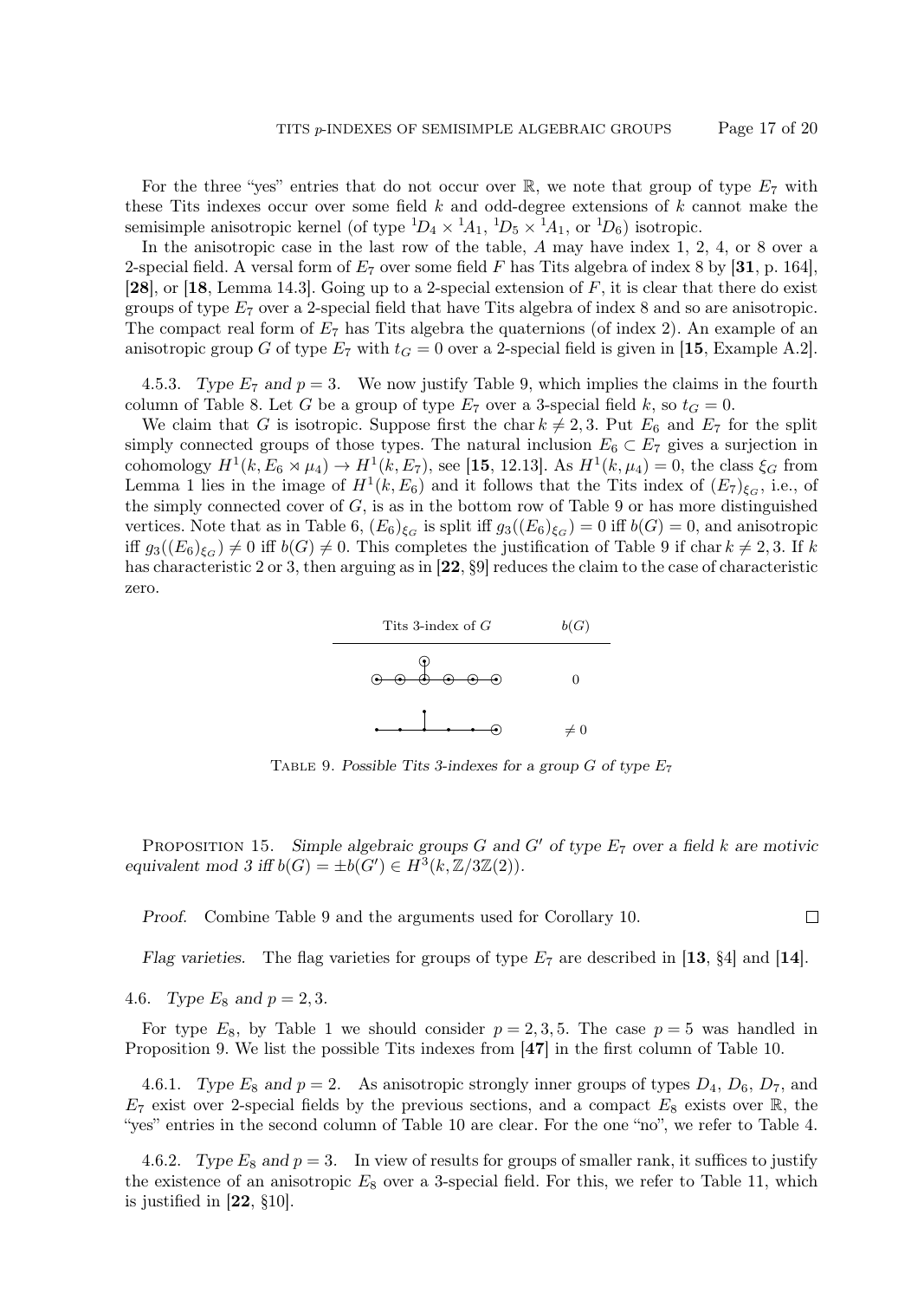For the three "yes" entries that do not occur over $\mathbb{R}$, we note that group of type $E_7$ with these Tits indexes occur over some field $k$ and odd-degree extensions of $k$ cannot make the semisimple anisotropic kernel (of type ${}^1D_4 \times {}^1A_1$, ${}^1D_5 \times {}^1A_1$, or ${}^1D_6$) isotropic.

In the anisotropic case in the last row of the table, $A$ may have index 1, 2, 4, or 8 over a 2-special field. A versal form of $E_7$ over some field $F$ has Tits algebra of index 8 by [**31**, p. 164], [**28**], or [**18**, Lemma 14.3]. Going up to a 2-special extension of $F$, it is clear that there do exist groups of type $E_7$ over a 2-special field that have Tits algebra of index 8 and so are anisotropic. The compact real form of $E_7$ has Tits algebra the quaternions (of index 2). An example of an anisotropic group $G$ of type $E_7$ with $t_G = 0$ over a 2-special field is given in [**15**, Example A.2].

4.5.3. *Type $E_7$ and $p = 3$.* We now justify Table 9, which implies the claims in the fourth column of Table 8. Let $G$ be a group of type $E_7$ over a 3-special field $k$, so $t_G = 0$.

We claim that $G$ is isotropic. Suppose first the $\operatorname{char} k \neq 2, 3$. Put $E_6$ and $E_7$ for the split simply connected groups of those types. The natural inclusion $E_6 \subset E_7$ gives a surjection in cohomology $H^1(k, E_6 \rtimes \mu_4) \to H^1(k, E_7)$, see [**15**, 12.13]. As $H^1(k, \mu_4) = 0$, the class $\xi_G$ from Lemma 1 lies in the image of $H^1(k, E_6)$ and it follows that the Tits index of $(E_7)_{\xi_G}$, i.e., of the simply connected cover of $G$, is as in the bottom row of Table 9 or has more distinguished vertices. Note that as in Table 6, $(E_6)_{\xi_G}$ is split iff $g_3((E_6)_{\xi_G}) = 0$ iff $b(G) = 0$, and anisotropic iff $g_3((E_6)_{\xi_G}) \neq 0$ iff $b(G) \neq 0$. This completes the justification of Table 9 if $\operatorname{char} k \neq 2, 3$. If $k$ has characteristic 2 or 3, then arguing as in [**22**, §9] reduces the claim to the case of characteristic zero.

| Tits 3-index of $G$ | $b(G)$ |
|---|---|
| $E_7$ diagram, all vertices circled | $0$ |
| $E_7$ diagram, only the rightmost end vertex circled | $\neq 0$ |

TABLE 9. *Possible Tits 3-indexes for a group $G$ of type $E_7$*

PROPOSITION 15. *Simple algebraic groups $G$ and $G'$ of type $E_7$ over a field $k$ are motivic equivalent mod 3 iff $b(G) = \pm b(G') \in H^3(k, \mathbb{Z}/3\mathbb{Z}(2))$.*

*Proof.* Combine Table 9 and the arguments used for Corollary 10. □

*Flag varieties.* The flag varieties for groups of type $E_7$ are described in [**13**, §4] and [**14**].

4.6. *Type $E_8$ and $p = 2, 3$.*

For type $E_8$, by Table 1 we should consider $p = 2, 3, 5$. The case $p = 5$ was handled in Proposition 9. We list the possible Tits indexes from [**47**] in the first column of Table 10.

4.6.1. *Type $E_8$ and $p = 2$.* As anisotropic strongly inner groups of types $D_4$, $D_6$, $D_7$, and $E_7$ exist over 2-special fields by the previous sections, and a compact $E_8$ exists over $\mathbb{R}$, the "yes" entries in the second column of Table 10 are clear. For the one "no", we refer to Table 4.

4.6.2. *Type $E_8$ and $p = 3$.* In view of results for groups of smaller rank, it suffices to justify the existence of an anisotropic $E_8$ over a 3-special field. For this, we refer to Table 11, which is justified in [**22**, §10].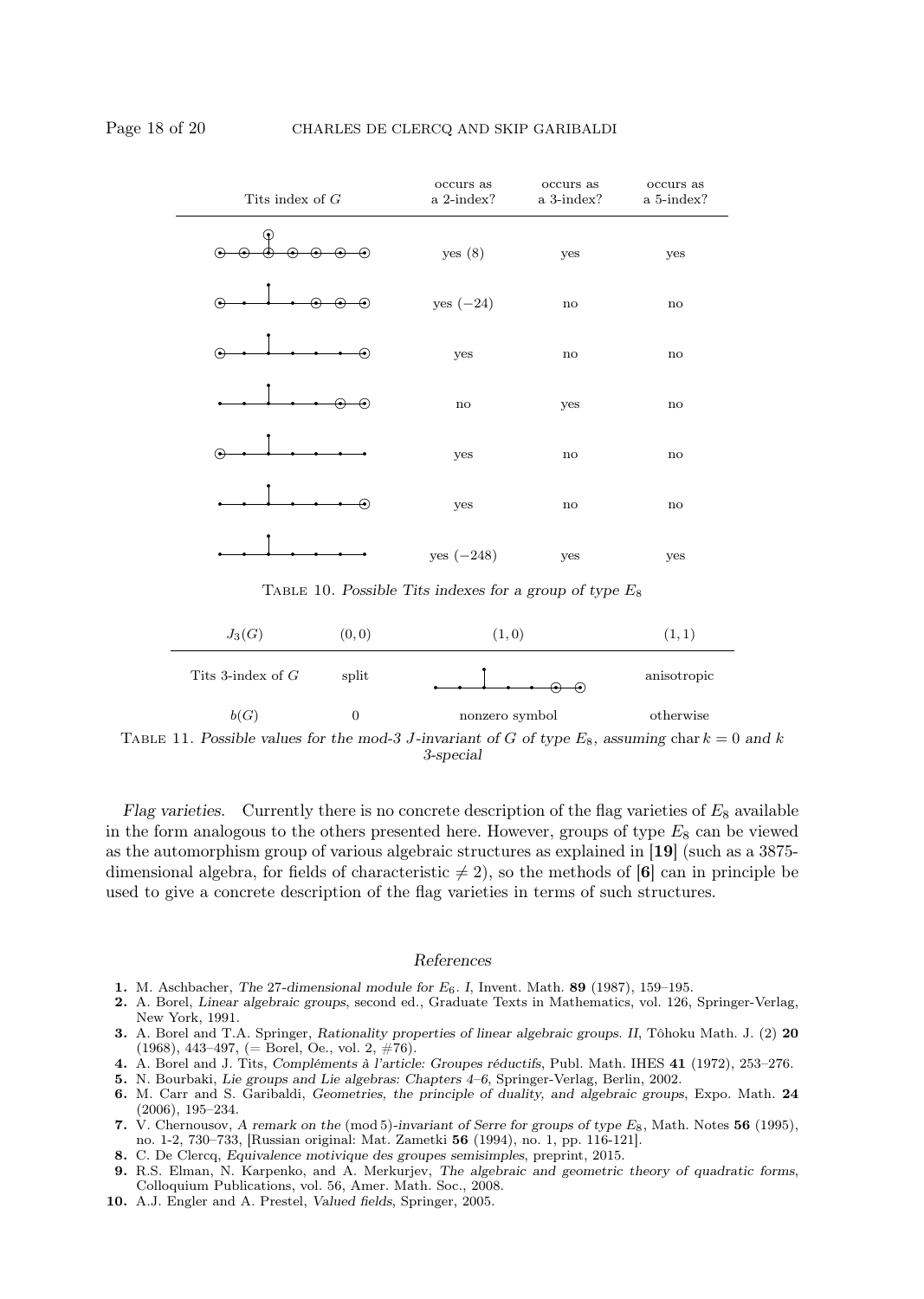| Tits index of $G$ | occurs as a 2-index? | occurs as a 3-index? | occurs as a 5-index? |
|---|---|---|---|
| (all 8 vertices circled) | yes (8) | yes | yes |
| (vertices 1, 6, 7, 8 circled) | yes (−24) | no | no |
| (vertices 1, 8 circled) | yes | no | no |
| (vertices 7, 8 circled) | no | yes | no |
| (vertex 1 circled) | yes | no | no |
| (vertex 8 circled) | yes | no | no |
| (no vertices circled) | yes (−248) | yes | yes |

Table 10. *Possible Tits indexes for a group of type $E_8$*

| $J_3(G)$ | $(0,0)$ | $(1,0)$ | $(1,1)$ |
|---|---|---|---|
| Tits 3-index of $G$ | split | (vertices 7, 8 circled) | anisotropic |
| $b(G)$ | 0 | nonzero symbol | otherwise |

Table 11. *Possible values for the mod-3 $J$-invariant of $G$ of type $E_8$, assuming* $\operatorname{char} k = 0$ *and* $k$ *3-special*

*Flag varieties.* Currently there is no concrete description of the flag varieties of $E_8$ available in the form analogous to the others presented here. However, groups of type $E_8$ can be viewed as the automorphism group of various algebraic structures as explained in **[19]** (such as a 3875-dimensional algebra, for fields of characteristic $\neq 2$), so the methods of **[6]** can in principle be used to give a concrete description of the flag varieties in terms of such structures.

## References

1. M. Aschbacher, *The 27-dimensional module for $E_6$. I*, Invent. Math. **89** (1987), 159–195.
2. A. Borel, *Linear algebraic groups*, second ed., Graduate Texts in Mathematics, vol. 126, Springer-Verlag, New York, 1991.
3. A. Borel and T.A. Springer, *Rationality properties of linear algebraic groups. II*, Tôhoku Math. J. (2) **20** (1968), 443–497, (= Borel, Oe., vol. 2, #76).
4. A. Borel and J. Tits, *Compléments à l'article: Groupes réductifs*, Publ. Math. IHES **41** (1972), 253–276.
5. N. Bourbaki, *Lie groups and Lie algebras: Chapters 4–6*, Springer-Verlag, Berlin, 2002.
6. M. Carr and S. Garibaldi, *Geometries, the principle of duality, and algebraic groups*, Expo. Math. **24** (2006), 195–234.
7. V. Chernousov, *A remark on the* (mod 5)*-invariant of Serre for groups of type $E_8$*, Math. Notes **56** (1995), no. 1-2, 730–733, [Russian original: Mat. Zametki **56** (1994), no. 1, pp. 116-121].
8. C. De Clercq, *Equivalence motivique des groupes semisimples*, preprint, 2015.
9. R.S. Elman, N. Karpenko, and A. Merkurjev, *The algebraic and geometric theory of quadratic forms*, Colloquium Publications, vol. 56, Amer. Math. Soc., 2008.
10. A.J. Engler and A. Prestel, *Valued fields*, Springer, 2005.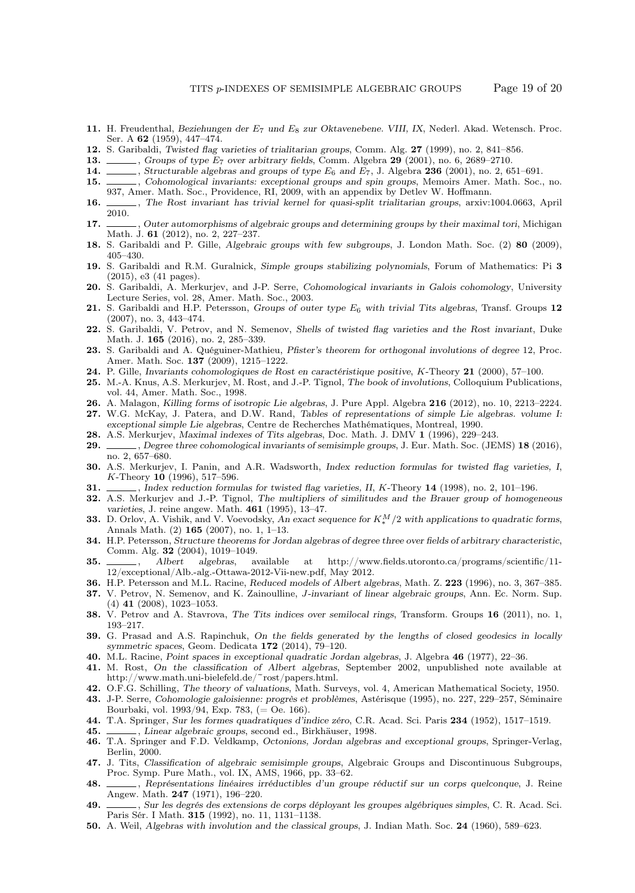**11.** H. Freudenthal, *Beziehungen der $E_7$ und $E_8$ zur Oktavenebene. VIII, IX*, Nederl. Akad. Wetensch. Proc. Ser. A **62** (1959), 447–474.

**12.** S. Garibaldi, *Twisted flag varieties of trialitarian groups*, Comm. Alg. **27** (1999), no. 2, 841–856.

**13.** ______, *Groups of type $E_7$ over arbitrary fields*, Comm. Algebra **29** (2001), no. 6, 2689–2710.

**14.** ______, *Structurable algebras and groups of type $E_6$ and $E_7$*, J. Algebra **236** (2001), no. 2, 651–691.

**15.** ______, *Cohomological invariants: exceptional groups and spin groups*, Memoirs Amer. Math. Soc., no. 937, Amer. Math. Soc., Providence, RI, 2009, with an appendix by Detlev W. Hoffmann.

**16.** ______, *The Rost invariant has trivial kernel for quasi-split trialitarian groups*, arxiv:1004.0663, April 2010.

**17.** ______, *Outer automorphisms of algebraic groups and determining groups by their maximal tori*, Michigan Math. J. **61** (2012), no. 2, 227–237.

**18.** S. Garibaldi and P. Gille, *Algebraic groups with few subgroups*, J. London Math. Soc. (2) **80** (2009), 405–430.

**19.** S. Garibaldi and R.M. Guralnick, *Simple groups stabilizing polynomials*, Forum of Mathematics: Pi **3** (2015), e3 (41 pages).

**20.** S. Garibaldi, A. Merkurjev, and J-P. Serre, *Cohomological invariants in Galois cohomology*, University Lecture Series, vol. 28, Amer. Math. Soc., 2003.

**21.** S. Garibaldi and H.P. Petersson, *Groups of outer type $E_6$ with trivial Tits algebras*, Transf. Groups **12** (2007), no. 3, 443–474.

**22.** S. Garibaldi, V. Petrov, and N. Semenov, *Shells of twisted flag varieties and the Rost invariant*, Duke Math. J. **165** (2016), no. 2, 285–339.

**23.** S. Garibaldi and A. Quéguiner-Mathieu, *Pfister's theorem for orthogonal involutions of degree 12*, Proc. Amer. Math. Soc. **137** (2009), 1215–1222.

**24.** P. Gille, *Invariants cohomologiques de Rost en caractéristique positive*, K-Theory **21** (2000), 57–100.

**25.** M.-A. Knus, A.S. Merkurjev, M. Rost, and J.-P. Tignol, *The book of involutions*, Colloquium Publications, vol. 44, Amer. Math. Soc., 1998.

**26.** A. Malagon, *Killing forms of isotropic Lie algebras*, J. Pure Appl. Algebra **216** (2012), no. 10, 2213–2224.

**27.** W.G. McKay, J. Patera, and D.W. Rand, *Tables of representations of simple Lie algebras. volume I: exceptional simple Lie algebras*, Centre de Recherches Mathématiques, Montreal, 1990.

**28.** A.S. Merkurjev, *Maximal indexes of Tits algebras*, Doc. Math. J. DMV **1** (1996), 229–243.

**29.** ______, *Degree three cohomological invariants of semisimple groups*, J. Eur. Math. Soc. (JEMS) **18** (2016), no. 2, 657–680.

**30.** A.S. Merkurjev, I. Panin, and A.R. Wadsworth, *Index reduction formulas for twisted flag varieties, I*, K-Theory **10** (1996), 517–596.

**31.** ______, *Index reduction formulas for twisted flag varieties, II*, K-Theory **14** (1998), no. 2, 101–196.

**32.** A.S. Merkurjev and J.-P. Tignol, *The multipliers of similitudes and the Brauer group of homogeneous varieties*, J. reine angew. Math. **461** (1995), 13–47.

**33.** D. Orlov, A. Vishik, and V. Voevodsky, *An exact sequence for $K_*^M/2$ with applications to quadratic forms*, Annals Math. (2) **165** (2007), no. 1, 1–13.

**34.** H.P. Petersson, *Structure theorems for Jordan algebras of degree three over fields of arbitrary characteristic*, Comm. Alg. **32** (2004), 1019–1049.

**35.** ______, *Albert algebras*, available at http://www.fields.utoronto.ca/programs/scientific/11-12/exceptional/Alb.-alg.-Ottawa-2012-Vii-new.pdf, May 2012.

**36.** H.P. Petersson and M.L. Racine, *Reduced models of Albert algebras*, Math. Z. **223** (1996), no. 3, 367–385.

**37.** V. Petrov, N. Semenov, and K. Zainoulline, *J-invariant of linear algebraic groups*, Ann. Ec. Norm. Sup. (4) **41** (2008), 1023–1053.

**38.** V. Petrov and A. Stavrova, *The Tits indices over semilocal rings*, Transform. Groups **16** (2011), no. 1, 193–217.

**39.** G. Prasad and A.S. Rapinchuk, *On the fields generated by the lengths of closed geodesics in locally symmetric spaces*, Geom. Dedicata **172** (2014), 79–120.

**40.** M.L. Racine, *Point spaces in exceptional quadratic Jordan algebras*, J. Algebra **46** (1977), 22–36.

**41.** M. Rost, *On the classification of Albert algebras*, September 2002, unpublished note available at http://www.math.uni-bielefeld.de/~rost/papers.html.

**42.** O.F.G. Schilling, *The theory of valuations*, Math. Surveys, vol. 4, American Mathematical Society, 1950.

**43.** J-P. Serre, *Cohomologie galoisienne: progrès et problèmes*, Astérisque (1995), no. 227, 229–257, Séminaire Bourbaki, vol. 1993/94, Exp. 783, (= Oe. 166).

**44.** T.A. Springer, *Sur les formes quadratiques d'indice zéro*, C.R. Acad. Sci. Paris **234** (1952), 1517–1519.

**45.** ______, *Linear algebraic groups*, second ed., Birkhäuser, 1998.

**46.** T.A. Springer and F.D. Veldkamp, *Octonions, Jordan algebras and exceptional groups*, Springer-Verlag, Berlin, 2000.

**47.** J. Tits, *Classification of algebraic semisimple groups*, Algebraic Groups and Discontinuous Subgroups, Proc. Symp. Pure Math., vol. IX, AMS, 1966, pp. 33–62.

**48.** ______, *Représentations linéaires irréductibles d'un groupe réductif sur un corps quelconque*, J. Reine Angew. Math. **247** (1971), 196–220.

**49.** ______, *Sur les degrés des extensions de corps déployant les groupes algébriques simples*, C. R. Acad. Sci. Paris Sér. I Math. **315** (1992), no. 11, 1131–1138.

**50.** A. Weil, *Algebras with involution and the classical groups*, J. Indian Math. Soc. **24** (1960), 589–623.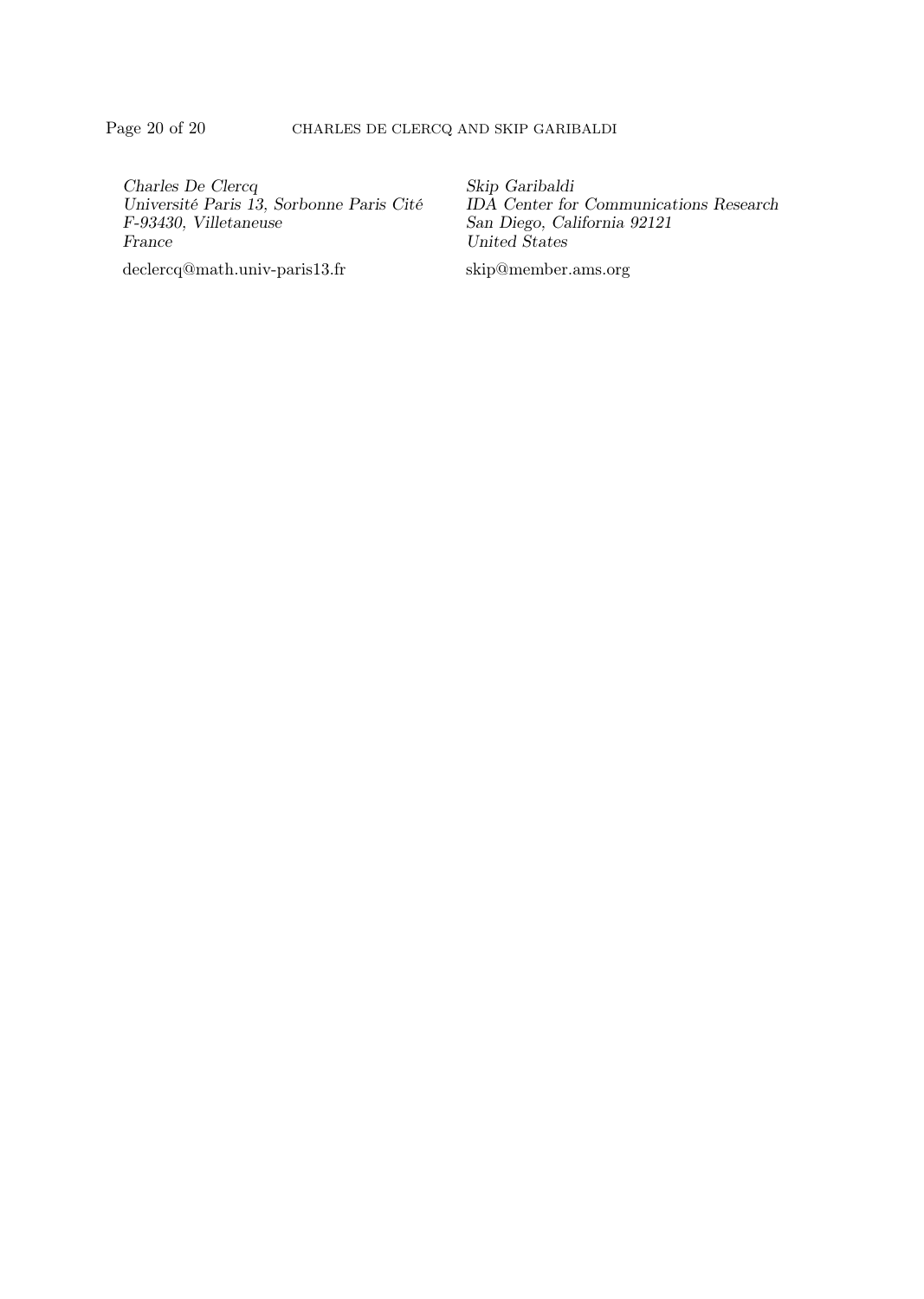*Charles De Clercq*
*Université Paris 13, Sorbonne Paris Cité*
*F-93430, Villetaneuse*
*France*

declercq@math.univ-paris13.fr

*Skip Garibaldi*
*IDA Center for Communications Research*
*San Diego, California 92121*
*United States*

skip@member.ams.org